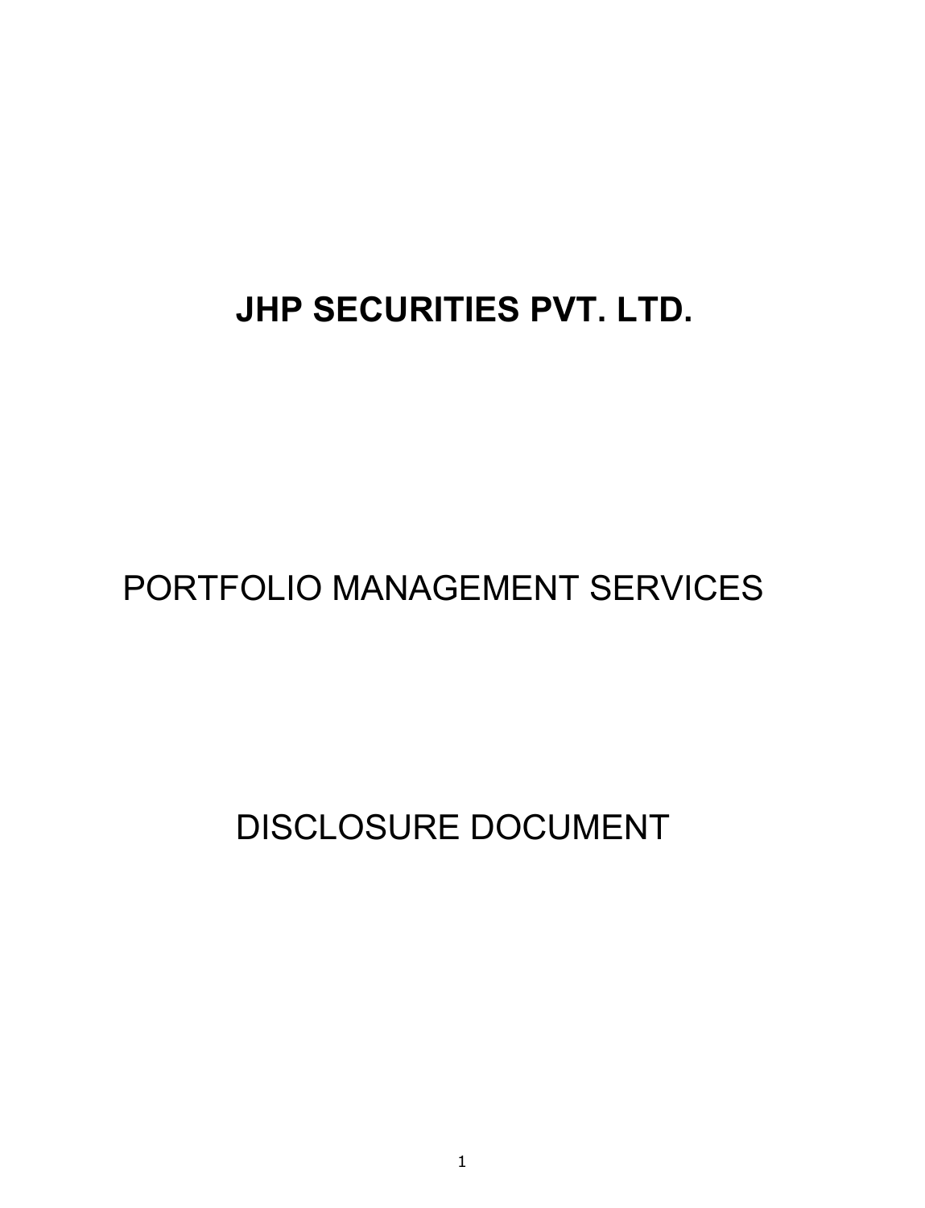# JHP SECURITIES PVT. LTD.

PORTFOLIO MANAGEMENT SERVICES

DISCLOSURE DOCUMENT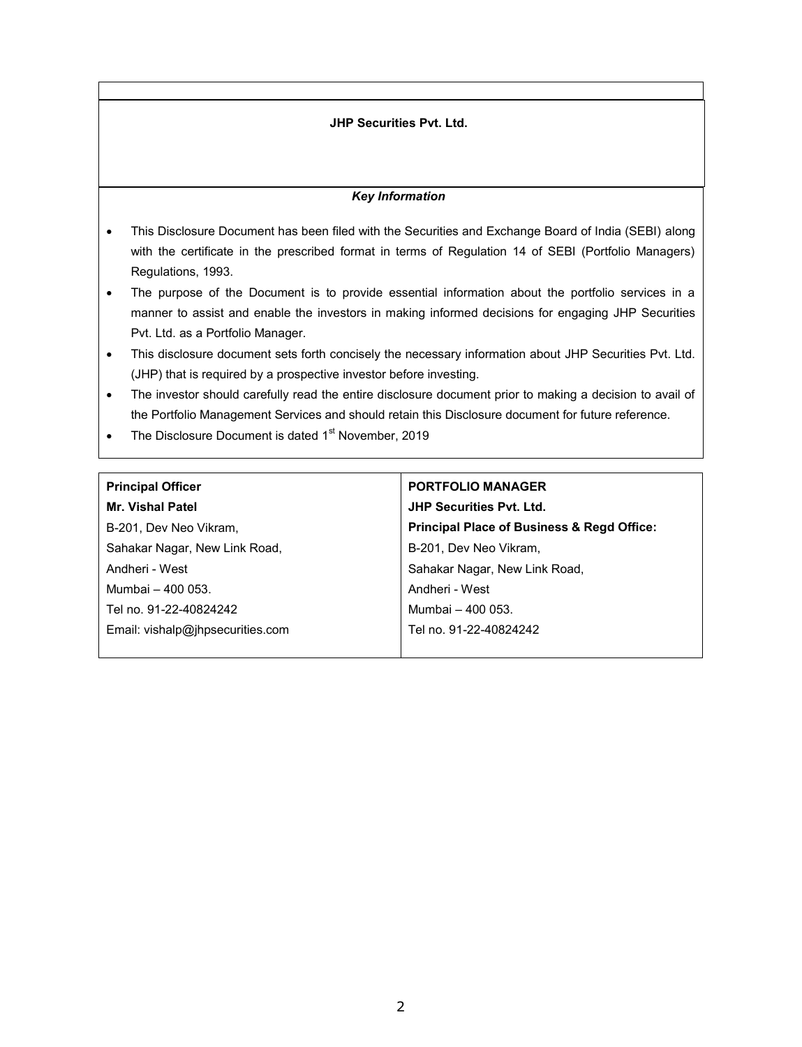**JHP Securities Pvt. Ltd.**

***Key Information***

- This Disclosure Document has been filed with the Securities and Exchange Board of India (SEBI) along with the certificate in the prescribed format in terms of Regulation 14 of SEBI (Portfolio Managers) Regulations, 1993.
- The purpose of the Document is to provide essential information about the portfolio services in a manner to assist and enable the investors in making informed decisions for engaging JHP Securities Pvt. Ltd. as a Portfolio Manager.
- This disclosure document sets forth concisely the necessary information about JHP Securities Pvt. Ltd. (JHP) that is required by a prospective investor before investing.
- The investor should carefully read the entire disclosure document prior to making a decision to avail of the Portfolio Management Services and should retain this Disclosure document for future reference.
- The Disclosure Document is dated 1st November, 2019

| **Principal Officer** | **PORTFOLIO MANAGER** |
|---|---|
| **Mr. Vishal Patel** | **JHP Securities Pvt. Ltd.** |
| B-201, Dev Neo Vikram, | **Principal Place of Business & Regd Office:** |
| Sahakar Nagar, New Link Road, | B-201, Dev Neo Vikram, |
| Andheri - West | Sahakar Nagar, New Link Road, |
| Mumbai – 400 053. | Andheri - West |
| Tel no. 91-22-40824242 | Mumbai – 400 053. |
| Email: vishalp@jhpsecurities.com | Tel no. 91-22-40824242 |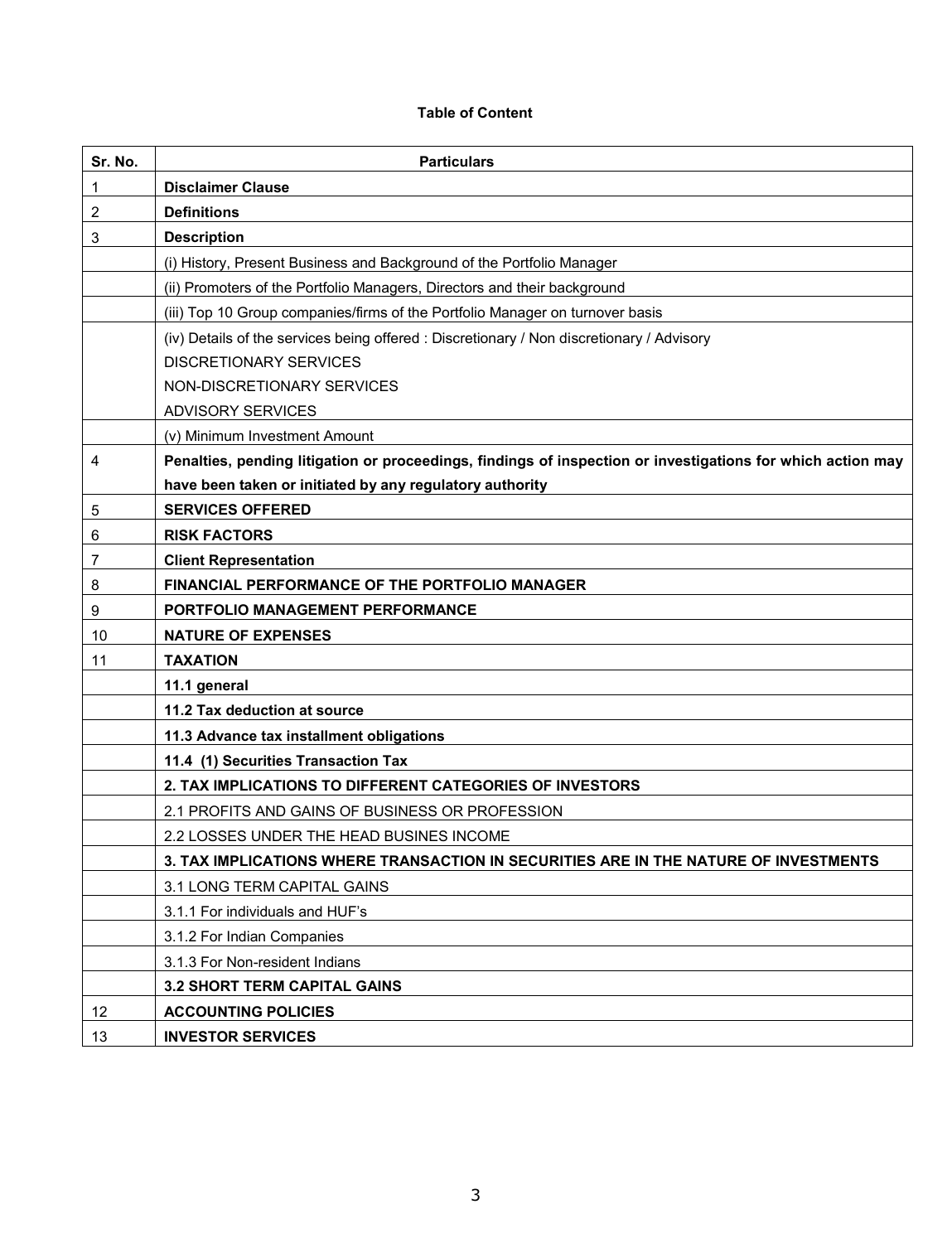**Table of Content**

| Sr. No. | Particulars |
|---|---|
| 1 | **Disclaimer Clause** |
| 2 | **Definitions** |
| 3 | **Description** |
| | (i) History, Present Business and Background of the Portfolio Manager |
| | (ii) Promoters of the Portfolio Managers, Directors and their background |
| | (iii) Top 10 Group companies/firms of the Portfolio Manager on turnover basis |
| | (iv) Details of the services being offered : Discretionary / Non discretionary / Advisory<br>DISCRETIONARY SERVICES<br>NON-DISCRETIONARY SERVICES<br>ADVISORY SERVICES |
| | (v) Minimum Investment Amount |
| 4 | **Penalties, pending litigation or proceedings, findings of inspection or investigations for which action may have been taken or initiated by any regulatory authority** |
| 5 | **SERVICES OFFERED** |
| 6 | **RISK FACTORS** |
| 7 | **Client Representation** |
| 8 | **FINANCIAL PERFORMANCE OF THE PORTFOLIO MANAGER** |
| 9 | **PORTFOLIO MANAGEMENT PERFORMANCE** |
| 10 | **NATURE OF EXPENSES** |
| 11 | **TAXATION** |
| | **11.1 general** |
| | **11.2 Tax deduction at source** |
| | **11.3 Advance tax installment obligations** |
| | **11.4 (1) Securities Transaction Tax** |
| | **2. TAX IMPLICATIONS TO DIFFERENT CATEGORIES OF INVESTORS** |
| | 2.1 PROFITS AND GAINS OF BUSINESS OR PROFESSION |
| | 2.2 LOSSES UNDER THE HEAD BUSINES INCOME |
| | **3. TAX IMPLICATIONS WHERE TRANSACTION IN SECURITIES ARE IN THE NATURE OF INVESTMENTS** |
| | 3.1 LONG TERM CAPITAL GAINS |
| | 3.1.1 For individuals and HUF's |
| | 3.1.2 For Indian Companies |
| | 3.1.3 For Non-resident Indians |
| | **3.2 SHORT TERM CAPITAL GAINS** |
| 12 | **ACCOUNTING POLICIES** |
| 13 | **INVESTOR SERVICES** |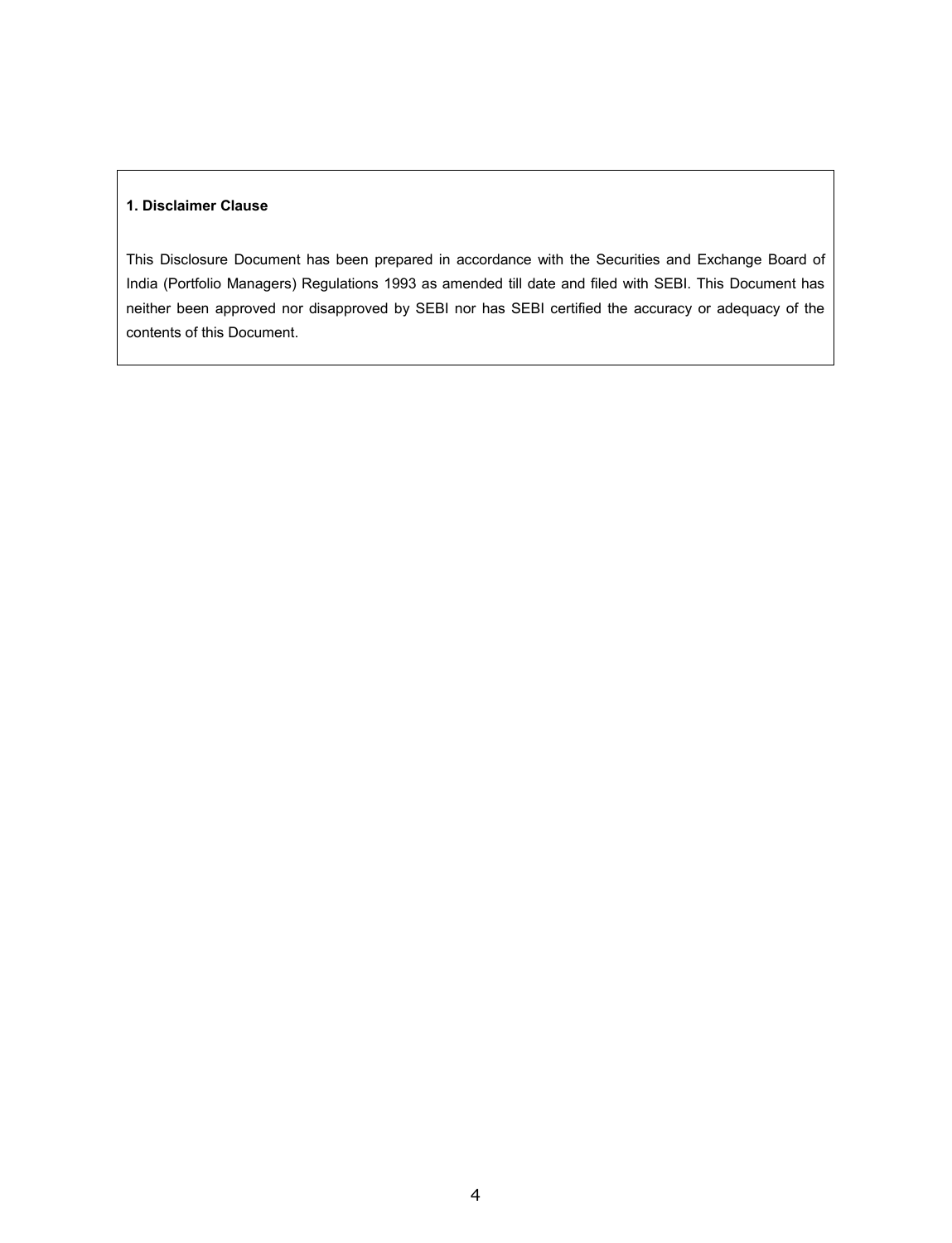## 1. Disclaimer Clause

This Disclosure Document has been prepared in accordance with the Securities and Exchange Board of India (Portfolio Managers) Regulations 1993 as amended till date and filed with SEBI. This Document has neither been approved nor disapproved by SEBI nor has SEBI certified the accuracy or adequacy of the contents of this Document.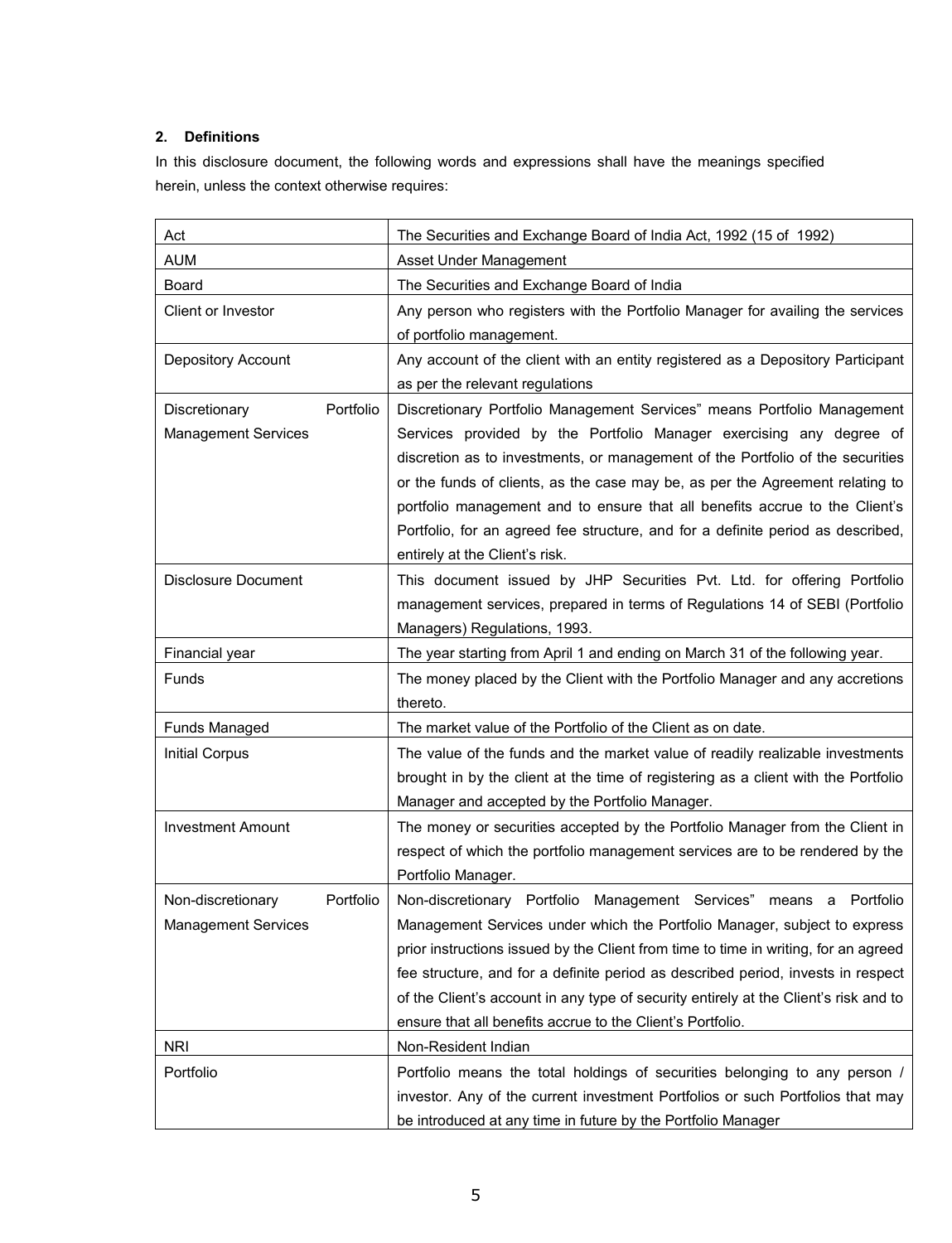## 2. Definitions

In this disclosure document, the following words and expressions shall have the meanings specified herein, unless the context otherwise requires:

| | |
|---|---|
| Act | The Securities and Exchange Board of India Act, 1992 (15 of 1992) |
| AUM | Asset Under Management |
| Board | The Securities and Exchange Board of India |
| Client or Investor | Any person who registers with the Portfolio Manager for availing the services of portfolio management. |
| Depository Account | Any account of the client with an entity registered as a Depository Participant as per the relevant regulations |
| Discretionary Portfolio Management Services | Discretionary Portfolio Management Services" means Portfolio Management Services provided by the Portfolio Manager exercising any degree of discretion as to investments, or management of the Portfolio of the securities or the funds of clients, as the case may be, as per the Agreement relating to portfolio management and to ensure that all benefits accrue to the Client's Portfolio, for an agreed fee structure, and for a definite period as described, entirely at the Client's risk. |
| Disclosure Document | This document issued by JHP Securities Pvt. Ltd. for offering Portfolio management services, prepared in terms of Regulations 14 of SEBI (Portfolio Managers) Regulations, 1993. |
| Financial year | The year starting from April 1 and ending on March 31 of the following year. |
| Funds | The money placed by the Client with the Portfolio Manager and any accretions thereto. |
| Funds Managed | The market value of the Portfolio of the Client as on date. |
| Initial Corpus | The value of the funds and the market value of readily realizable investments brought in by the client at the time of registering as a client with the Portfolio Manager and accepted by the Portfolio Manager. |
| Investment Amount | The money or securities accepted by the Portfolio Manager from the Client in respect of which the portfolio management services are to be rendered by the Portfolio Manager. |
| Non-discretionary Portfolio Management Services | Non-discretionary Portfolio Management Services" means a Portfolio Management Services under which the Portfolio Manager, subject to express prior instructions issued by the Client from time to time in writing, for an agreed fee structure, and for a definite period as described period, invests in respect of the Client's account in any type of security entirely at the Client's risk and to ensure that all benefits accrue to the Client's Portfolio. |
| NRI | Non-Resident Indian |
| Portfolio | Portfolio means the total holdings of securities belonging to any person / investor. Any of the current investment Portfolios or such Portfolios that may be introduced at any time in future by the Portfolio Manager |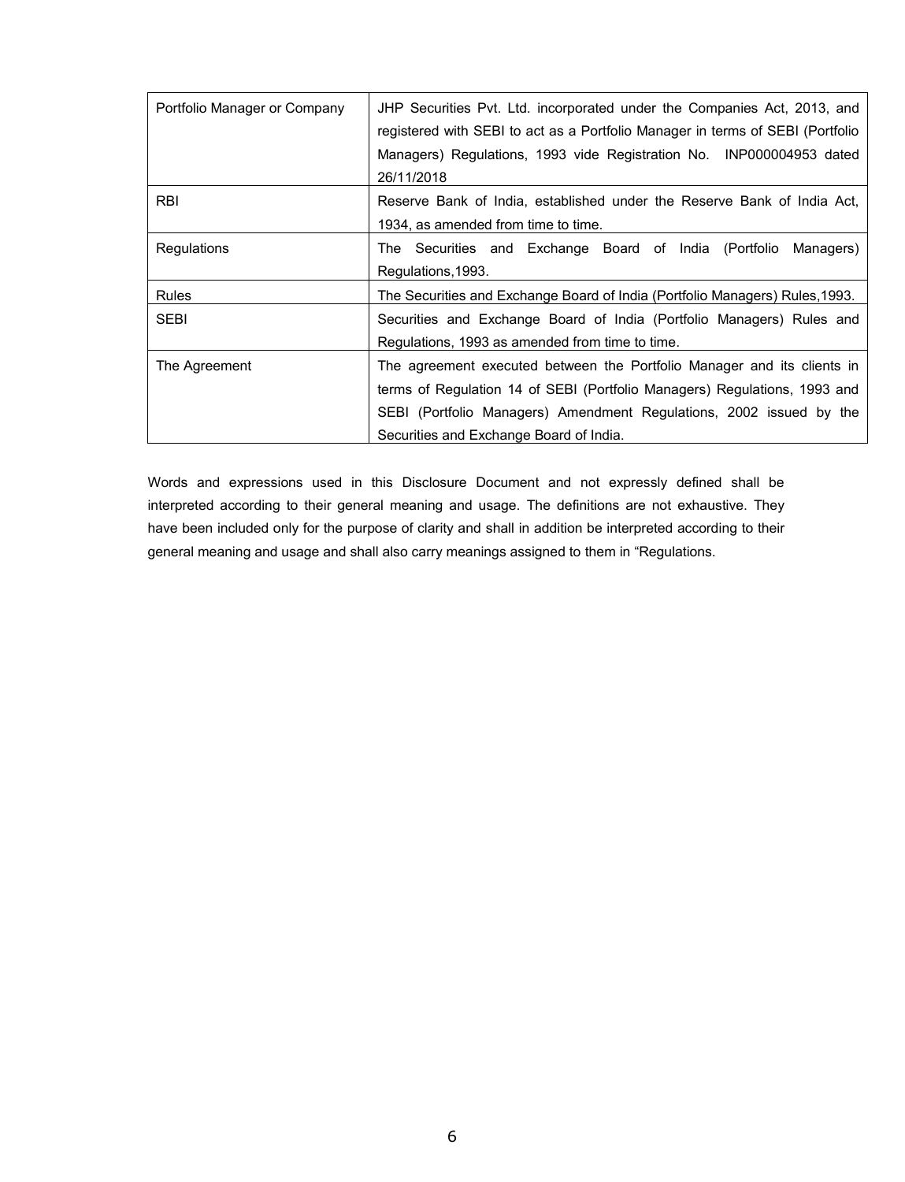| | |
|---|---|
| Portfolio Manager or Company | JHP Securities Pvt. Ltd. incorporated under the Companies Act, 2013, and registered with SEBI to act as a Portfolio Manager in terms of SEBI (Portfolio Managers) Regulations, 1993 vide Registration No. INP000004953 dated 26/11/2018 |
| RBI | Reserve Bank of India, established under the Reserve Bank of India Act, 1934, as amended from time to time. |
| Regulations | The Securities and Exchange Board of India (Portfolio Managers) Regulations,1993. |
| Rules | The Securities and Exchange Board of India (Portfolio Managers) Rules,1993. |
| SEBI | Securities and Exchange Board of India (Portfolio Managers) Rules and Regulations, 1993 as amended from time to time. |
| The Agreement | The agreement executed between the Portfolio Manager and its clients in terms of Regulation 14 of SEBI (Portfolio Managers) Regulations, 1993 and SEBI (Portfolio Managers) Amendment Regulations, 2002 issued by the Securities and Exchange Board of India. |

Words and expressions used in this Disclosure Document and not expressly defined shall be interpreted according to their general meaning and usage. The definitions are not exhaustive. They have been included only for the purpose of clarity and shall in addition be interpreted according to their general meaning and usage and shall also carry meanings assigned to them in "Regulations.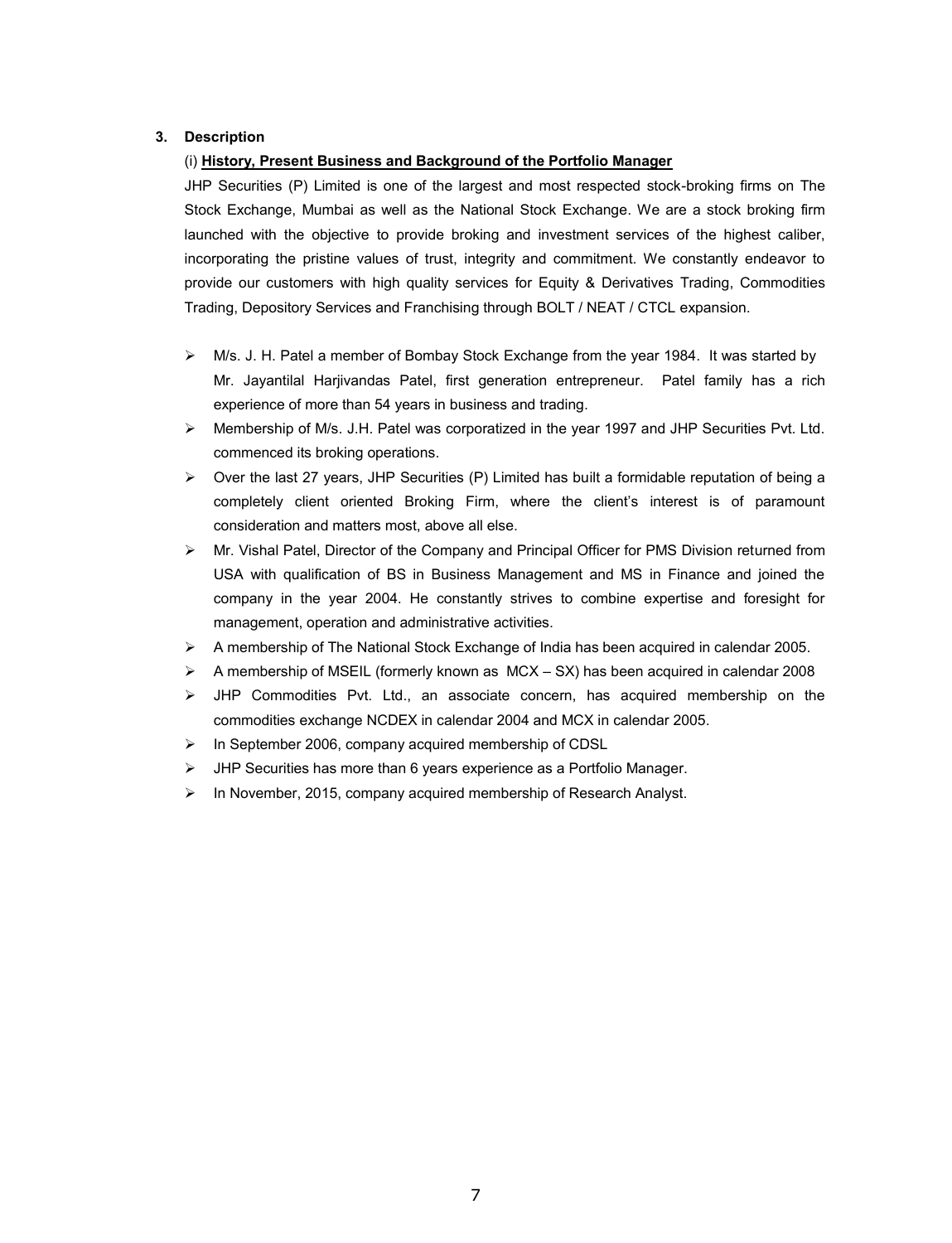### 3. Description

(i) **History, Present Business and Background of the Portfolio Manager**

JHP Securities (P) Limited is one of the largest and most respected stock-broking firms on The Stock Exchange, Mumbai as well as the National Stock Exchange. We are a stock broking firm launched with the objective to provide broking and investment services of the highest caliber, incorporating the pristine values of trust, integrity and commitment. We constantly endeavor to provide our customers with high quality services for Equity & Derivatives Trading, Commodities Trading, Depository Services and Franchising through BOLT / NEAT / CTCL expansion.

- M/s. J. H. Patel a member of Bombay Stock Exchange from the year 1984. It was started by Mr. Jayantilal Harjivandas Patel, first generation entrepreneur. Patel family has a rich experience of more than 54 years in business and trading.
- Membership of M/s. J.H. Patel was corporatized in the year 1997 and JHP Securities Pvt. Ltd. commenced its broking operations.
- Over the last 27 years, JHP Securities (P) Limited has built a formidable reputation of being a completely client oriented Broking Firm, where the client's interest is of paramount consideration and matters most, above all else.
- Mr. Vishal Patel, Director of the Company and Principal Officer for PMS Division returned from USA with qualification of BS in Business Management and MS in Finance and joined the company in the year 2004. He constantly strives to combine expertise and foresight for management, operation and administrative activities.
- A membership of The National Stock Exchange of India has been acquired in calendar 2005.
- A membership of MSEIL (formerly known as MCX – SX) has been acquired in calendar 2008
- JHP Commodities Pvt. Ltd., an associate concern, has acquired membership on the commodities exchange NCDEX in calendar 2004 and MCX in calendar 2005.
- In September 2006, company acquired membership of CDSL
- JHP Securities has more than 6 years experience as a Portfolio Manager.
- In November, 2015, company acquired membership of Research Analyst.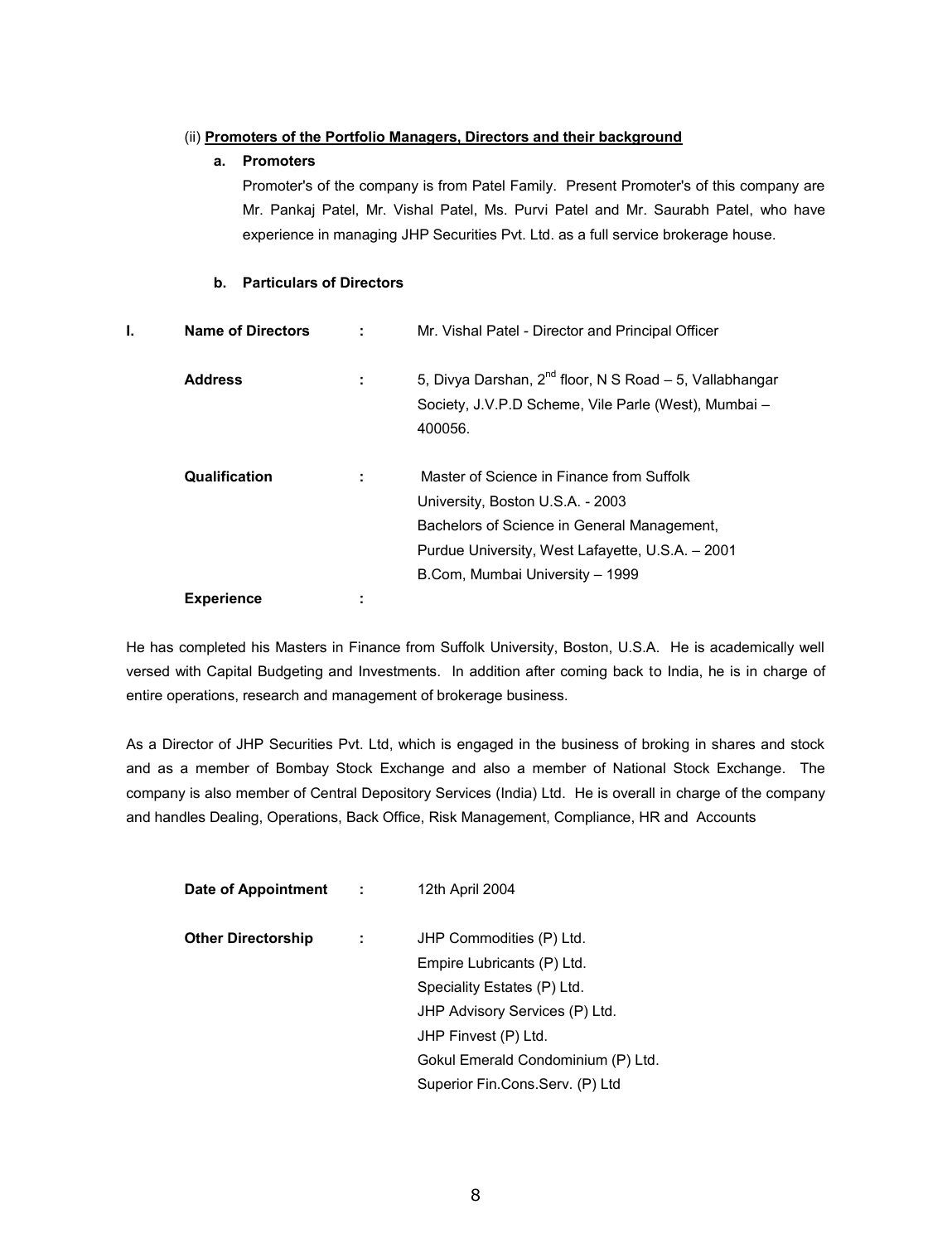(ii) **<u>Promoters of the Portfolio Managers, Directors and their background</u>**

**a. Promoters**

Promoter's of the company is from Patel Family. Present Promoter's of this company are Mr. Pankaj Patel, Mr. Vishal Patel, Ms. Purvi Patel and Mr. Saurabh Patel, who have experience in managing JHP Securities Pvt. Ltd. as a full service brokerage house.

**b. Particulars of Directors**

**I.**

| | | |
|---|---|---|
| **Name of Directors** | : | Mr. Vishal Patel - Director and Principal Officer |
| **Address** | : | 5, Divya Darshan, 2nd floor, N S Road – 5, Vallabhangar Society, J.V.P.D Scheme, Vile Parle (West), Mumbai – 400056. |
| **Qualification** | : | Master of Science in Finance from Suffolk University, Boston U.S.A. - 2003<br>Bachelors of Science in General Management, Purdue University, West Lafayette, U.S.A. – 2001<br>B.Com, Mumbai University – 1999 |
| **Experience** | : | |

He has completed his Masters in Finance from Suffolk University, Boston, U.S.A. He is academically well versed with Capital Budgeting and Investments. In addition after coming back to India, he is in charge of entire operations, research and management of brokerage business.

As a Director of JHP Securities Pvt. Ltd, which is engaged in the business of broking in shares and stock and as a member of Bombay Stock Exchange and also a member of National Stock Exchange. The company is also member of Central Depository Services (India) Ltd. He is overall in charge of the company and handles Dealing, Operations, Back Office, Risk Management, Compliance, HR and Accounts

| | | |
|---|---|---|
| **Date of Appointment** | : | 12th April 2004 |
| **Other Directorship** | : | JHP Commodities (P) Ltd.<br>Empire Lubricants (P) Ltd.<br>Speciality Estates (P) Ltd.<br>JHP Advisory Services (P) Ltd.<br>JHP Finvest (P) Ltd.<br>Gokul Emerald Condominium (P) Ltd.<br>Superior Fin.Cons.Serv. (P) Ltd |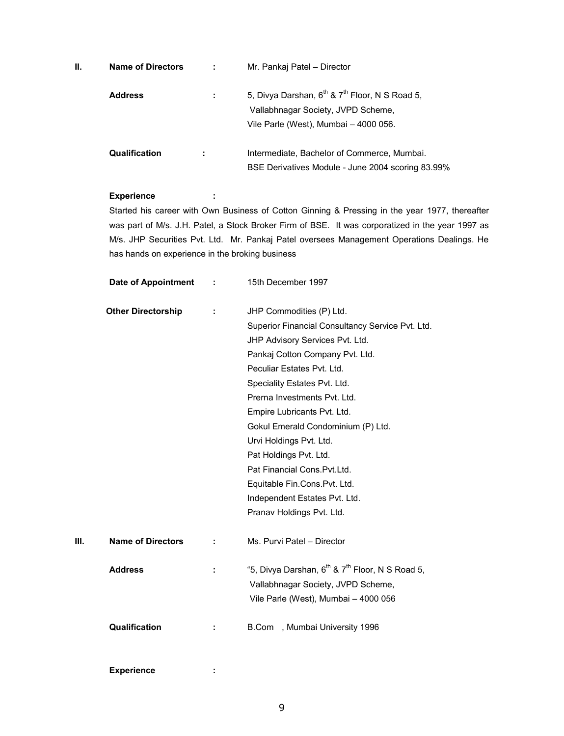**II.** **Name of Directors** : Mr. Pankaj Patel – Director

**Address** : 5, Divya Darshan, 6th & 7th Floor, N S Road 5, Vallabhnagar Society, JVPD Scheme, Vile Parle (West), Mumbai – 4000 056.

**Qualification** : Intermediate, Bachelor of Commerce, Mumbai.
BSE Derivatives Module - June 2004 scoring 83.99%

**Experience** :

Started his career with Own Business of Cotton Ginning & Pressing in the year 1977, thereafter was part of M/s. J.H. Patel, a Stock Broker Firm of BSE. It was corporatized in the year 1997 as M/s. JHP Securities Pvt. Ltd. Mr. Pankaj Patel oversees Management Operations Dealings. He has hands on experience in the broking business

**Date of Appointment** : 15th December 1997

**Other Directorship** :

- JHP Commodities (P) Ltd.
- Superior Financial Consultancy Service Pvt. Ltd.
- JHP Advisory Services Pvt. Ltd.
- Pankaj Cotton Company Pvt. Ltd.
- Peculiar Estates Pvt. Ltd.
- Speciality Estates Pvt. Ltd.
- Prerna Investments Pvt. Ltd.
- Empire Lubricants Pvt. Ltd.
- Gokul Emerald Condominium (P) Ltd.
- Urvi Holdings Pvt. Ltd.
- Pat Holdings Pvt. Ltd.
- Pat Financial Cons.Pvt.Ltd.
- Equitable Fin.Cons.Pvt. Ltd.
- Independent Estates Pvt. Ltd.
- Pranav Holdings Pvt. Ltd.

**III.** **Name of Directors** : Ms. Purvi Patel – Director

**Address** : "5, Divya Darshan, 6th & 7th Floor, N S Road 5, Vallabhnagar Society, JVPD Scheme, Vile Parle (West), Mumbai – 4000 056

**Qualification** : B.Com , Mumbai University 1996

**Experience** :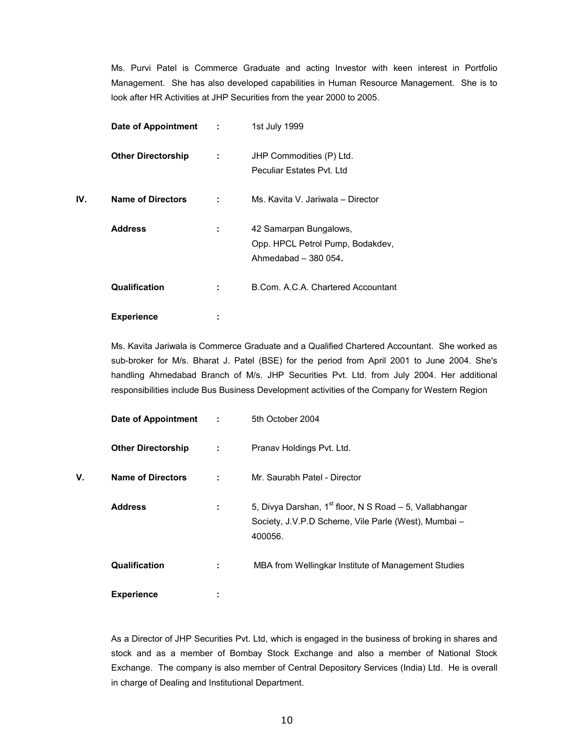Ms. Purvi Patel is Commerce Graduate and acting Investor with keen interest in Portfolio Management. She has also developed capabilities in Human Resource Management. She is to look after HR Activities at JHP Securities from the year 2000 to 2005.

**Date of Appointment** : 1st July 1999

**Other Directorship** : JHP Commodities (P) Ltd.
Peculiar Estates Pvt. Ltd

**IV. Name of Directors** : Ms. Kavita V. Jariwala – Director

**Address** : 42 Samarpan Bungalows,
Opp. HPCL Petrol Pump, Bodakdev,
Ahmedabad – 380 054.

**Qualification** : B.Com. A.C.A. Chartered Accountant

**Experience** :

Ms. Kavita Jariwala is Commerce Graduate and a Qualified Chartered Accountant. She worked as sub-broker for M/s. Bharat J. Patel (BSE) for the period from April 2001 to June 2004. She's handling Ahmedabad Branch of M/s. JHP Securities Pvt. Ltd. from July 2004. Her additional responsibilities include Bus Business Development activities of the Company for Western Region

**Date of Appointment** : 5th October 2004

**Other Directorship** : Pranav Holdings Pvt. Ltd.

**V. Name of Directors** : Mr. Saurabh Patel - Director

**Address** : 5, Divya Darshan, 1st floor, N S Road – 5, Vallabhangar Society, J.V.P.D Scheme, Vile Parle (West), Mumbai – 400056.

**Qualification** : MBA from Wellingkar Institute of Management Studies

**Experience** :

As a Director of JHP Securities Pvt. Ltd, which is engaged in the business of broking in shares and stock and as a member of Bombay Stock Exchange and also a member of National Stock Exchange. The company is also member of Central Depository Services (India) Ltd. He is overall in charge of Dealing and Institutional Department.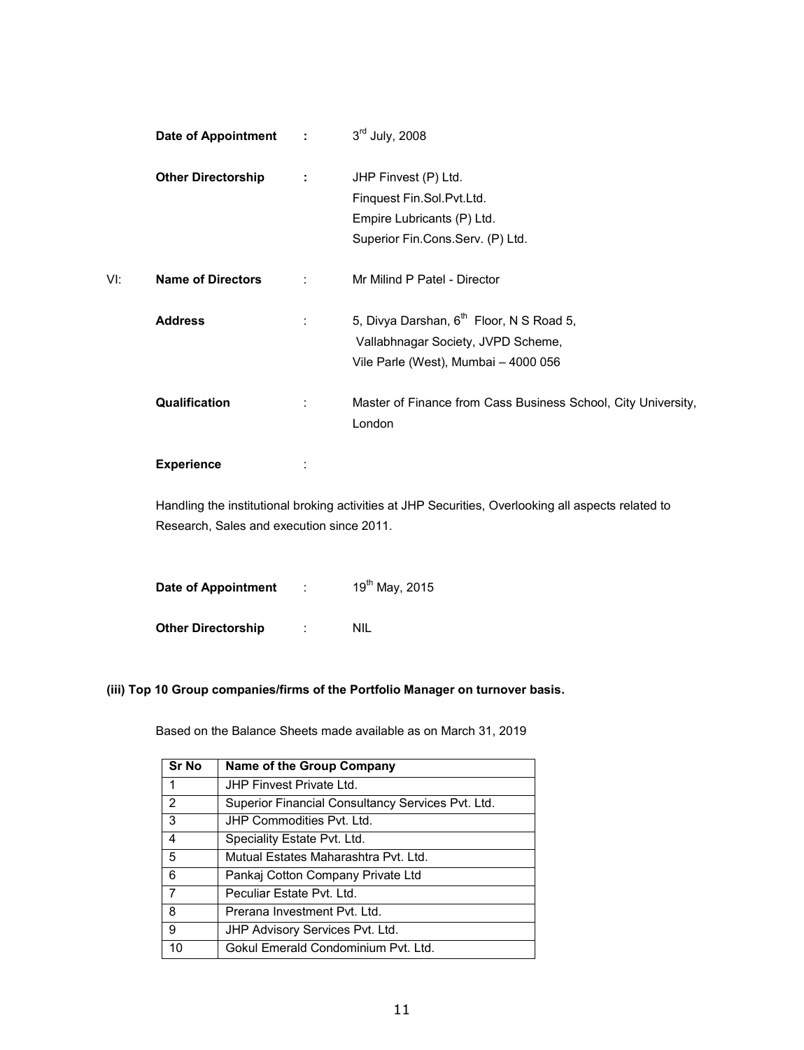**Date of Appointment** : 3rd July, 2008

**Other Directorship** : JHP Finvest (P) Ltd.
Finquest Fin.Sol.Pvt.Ltd.
Empire Lubricants (P) Ltd.
Superior Fin.Cons.Serv. (P) Ltd.

VI: **Name of Directors** : Mr Milind P Patel - Director

**Address** : 5, Divya Darshan, 6th Floor, N S Road 5,
Vallabhnagar Society, JVPD Scheme,
Vile Parle (West), Mumbai – 4000 056

**Qualification** : Master of Finance from Cass Business School, City University, London

**Experience** :

Handling the institutional broking activities at JHP Securities, Overlooking all aspects related to Research, Sales and execution since 2011.

**Date of Appointment** : 19th May, 2015

**Other Directorship** : NIL

**(iii) Top 10 Group companies/firms of the Portfolio Manager on turnover basis.**

Based on the Balance Sheets made available as on March 31, 2019

| Sr No | Name of the Group Company |
|---|---|
| 1 | JHP Finvest Private Ltd. |
| 2 | Superior Financial Consultancy Services Pvt. Ltd. |
| 3 | JHP Commodities Pvt. Ltd. |
| 4 | Speciality Estate Pvt. Ltd. |
| 5 | Mutual Estates Maharashtra Pvt. Ltd. |
| 6 | Pankaj Cotton Company Private Ltd |
| 7 | Peculiar Estate Pvt. Ltd. |
| 8 | Prerana Investment Pvt. Ltd. |
| 9 | JHP Advisory Services Pvt. Ltd. |
| 10 | Gokul Emerald Condominium Pvt. Ltd. |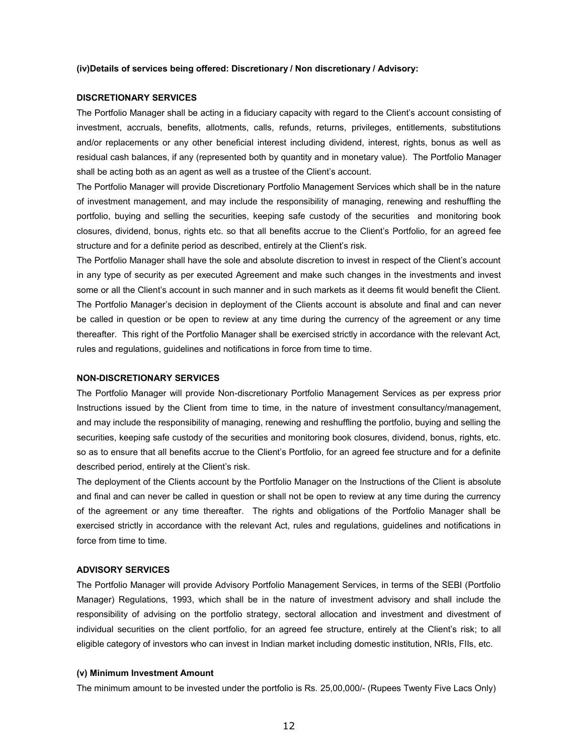**(iv)Details of services being offered: Discretionary / Non discretionary / Advisory:**

**DISCRETIONARY SERVICES**

The Portfolio Manager shall be acting in a fiduciary capacity with regard to the Client's account consisting of investment, accruals, benefits, allotments, calls, refunds, returns, privileges, entitlements, substitutions and/or replacements or any other beneficial interest including dividend, interest, rights, bonus as well as residual cash balances, if any (represented both by quantity and in monetary value). The Portfolio Manager shall be acting both as an agent as well as a trustee of the Client's account.

The Portfolio Manager will provide Discretionary Portfolio Management Services which shall be in the nature of investment management, and may include the responsibility of managing, renewing and reshuffling the portfolio, buying and selling the securities, keeping safe custody of the securities and monitoring book closures, dividend, bonus, rights etc. so that all benefits accrue to the Client's Portfolio, for an agreed fee structure and for a definite period as described, entirely at the Client's risk.

The Portfolio Manager shall have the sole and absolute discretion to invest in respect of the Client's account in any type of security as per executed Agreement and make such changes in the investments and invest some or all the Client's account in such manner and in such markets as it deems fit would benefit the Client. The Portfolio Manager's decision in deployment of the Clients account is absolute and final and can never be called in question or be open to review at any time during the currency of the agreement or any time thereafter. This right of the Portfolio Manager shall be exercised strictly in accordance with the relevant Act, rules and regulations, guidelines and notifications in force from time to time.

**NON-DISCRETIONARY SERVICES**

The Portfolio Manager will provide Non-discretionary Portfolio Management Services as per express prior Instructions issued by the Client from time to time, in the nature of investment consultancy/management, and may include the responsibility of managing, renewing and reshuffling the portfolio, buying and selling the securities, keeping safe custody of the securities and monitoring book closures, dividend, bonus, rights, etc. so as to ensure that all benefits accrue to the Client's Portfolio, for an agreed fee structure and for a definite described period, entirely at the Client's risk.

The deployment of the Clients account by the Portfolio Manager on the Instructions of the Client is absolute and final and can never be called in question or shall not be open to review at any time during the currency of the agreement or any time thereafter. The rights and obligations of the Portfolio Manager shall be exercised strictly in accordance with the relevant Act, rules and regulations, guidelines and notifications in force from time to time.

**ADVISORY SERVICES**

The Portfolio Manager will provide Advisory Portfolio Management Services, in terms of the SEBI (Portfolio Manager) Regulations, 1993, which shall be in the nature of investment advisory and shall include the responsibility of advising on the portfolio strategy, sectoral allocation and investment and divestment of individual securities on the client portfolio, for an agreed fee structure, entirely at the Client's risk; to all eligible category of investors who can invest in Indian market including domestic institution, NRIs, FIIs, etc.

**(v) Minimum Investment Amount**

The minimum amount to be invested under the portfolio is Rs. 25,00,000/- (Rupees Twenty Five Lacs Only)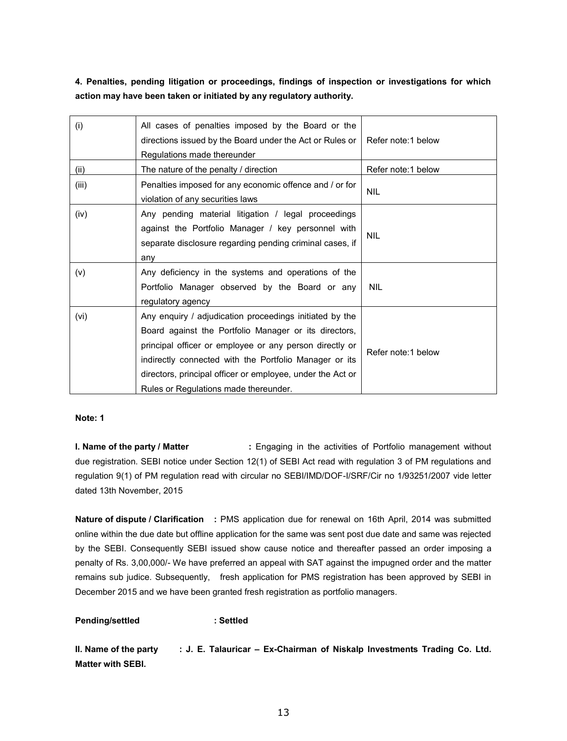**4. Penalties, pending litigation or proceedings, findings of inspection or investigations for which action may have been taken or initiated by any regulatory authority.**

| | | |
|---|---|---|
| (i) | All cases of penalties imposed by the Board or the directions issued by the Board under the Act or Rules or Regulations made thereunder | Refer note:1 below |
| (ii) | The nature of the penalty / direction | Refer note:1 below |
| (iii) | Penalties imposed for any economic offence and / or for violation of any securities laws | NIL |
| (iv) | Any pending material litigation / legal proceedings against the Portfolio Manager / key personnel with separate disclosure regarding pending criminal cases, if any | NIL |
| (v) | Any deficiency in the systems and operations of the Portfolio Manager observed by the Board or any regulatory agency | NIL |
| (vi) | Any enquiry / adjudication proceedings initiated by the Board against the Portfolio Manager or its directors, principal officer or employee or any person directly or indirectly connected with the Portfolio Manager or its directors, principal officer or employee, under the Act or Rules or Regulations made thereunder. | Refer note:1 below |

**Note: 1**

**I. Name of the party / Matter :** Engaging in the activities of Portfolio management without due registration. SEBI notice under Section 12(1) of SEBI Act read with regulation 3 of PM regulations and regulation 9(1) of PM regulation read with circular no SEBI/IMD/DOF-I/SRF/Cir no 1/93251/2007 vide letter dated 13th November, 2015

**Nature of dispute / Clarification :** PMS application due for renewal on 16th April, 2014 was submitted online within the due date but offline application for the same was sent post due date and same was rejected by the SEBI. Consequently SEBI issued show cause notice and thereafter passed an order imposing a penalty of Rs. 3,00,000/- We have preferred an appeal with SAT against the impugned order and the matter remains sub judice. Subsequently, fresh application for PMS registration has been approved by SEBI in December 2015 and we have been granted fresh registration as portfolio managers.

**Pending/settled : Settled**

**II. Name of the party : J. E. Talauricar – Ex-Chairman of Niskalp Investments Trading Co. Ltd. Matter with SEBI.**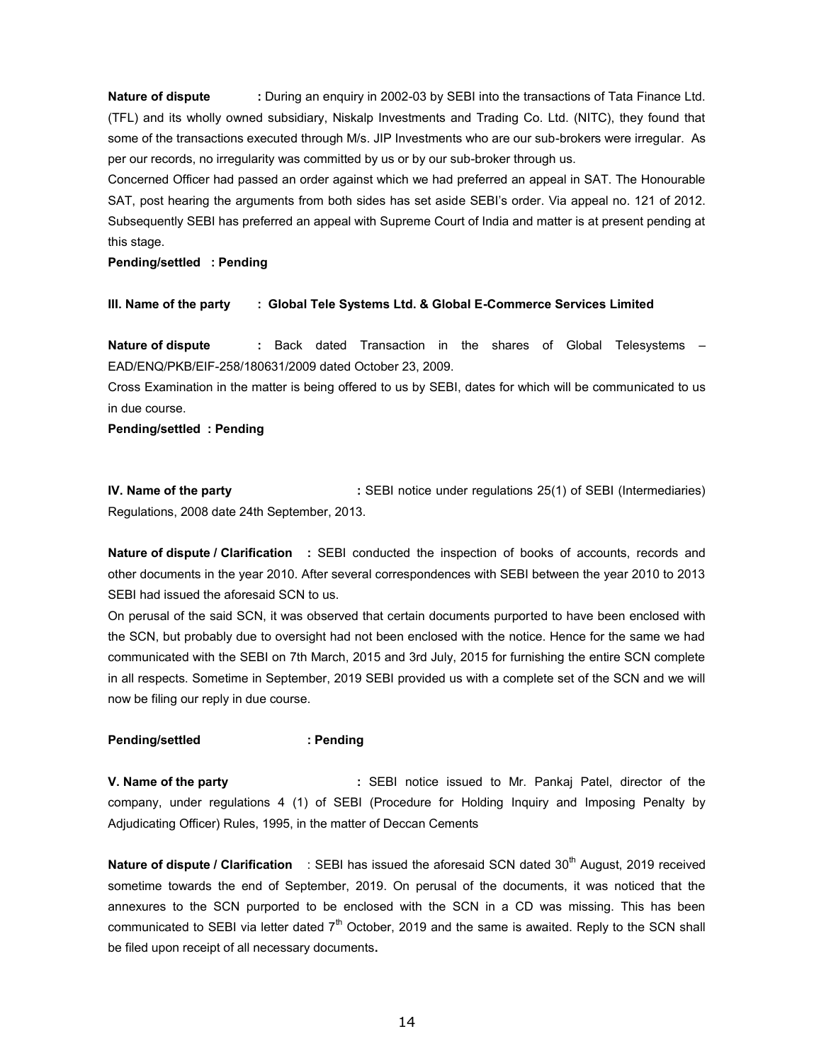**Nature of dispute** : During an enquiry in 2002-03 by SEBI into the transactions of Tata Finance Ltd. (TFL) and its wholly owned subsidiary, Niskalp Investments and Trading Co. Ltd. (NITC), they found that some of the transactions executed through M/s. JIP Investments who are our sub-brokers were irregular. As per our records, no irregularity was committed by us or by our sub-broker through us.

Concerned Officer had passed an order against which we had preferred an appeal in SAT. The Honourable SAT, post hearing the arguments from both sides has set aside SEBI's order. Via appeal no. 121 of 2012. Subsequently SEBI has preferred an appeal with Supreme Court of India and matter is at present pending at this stage.

**Pending/settled : Pending**

**III. Name of the party : Global Tele Systems Ltd. & Global E-Commerce Services Limited**

**Nature of dispute** : Back dated Transaction in the shares of Global Telesystems – EAD/ENQ/PKB/EIF-258/180631/2009 dated October 23, 2009.

Cross Examination in the matter is being offered to us by SEBI, dates for which will be communicated to us in due course.

**Pending/settled : Pending**

**IV. Name of the party** : SEBI notice under regulations 25(1) of SEBI (Intermediaries) Regulations, 2008 date 24th September, 2013.

**Nature of dispute / Clarification** : SEBI conducted the inspection of books of accounts, records and other documents in the year 2010. After several correspondences with SEBI between the year 2010 to 2013 SEBI had issued the aforesaid SCN to us.

On perusal of the said SCN, it was observed that certain documents purported to have been enclosed with the SCN, but probably due to oversight had not been enclosed with the notice. Hence for the same we had communicated with the SEBI on 7th March, 2015 and 3rd July, 2015 for furnishing the entire SCN complete in all respects. Sometime in September, 2019 SEBI provided us with a complete set of the SCN and we will now be filing our reply in due course.

**Pending/settled : Pending**

**V. Name of the party** : SEBI notice issued to Mr. Pankaj Patel, director of the company, under regulations 4 (1) of SEBI (Procedure for Holding Inquiry and Imposing Penalty by Adjudicating Officer) Rules, 1995, in the matter of Deccan Cements

**Nature of dispute / Clarification** : SEBI has issued the aforesaid SCN dated 30th August, 2019 received sometime towards the end of September, 2019. On perusal of the documents, it was noticed that the annexures to the SCN purported to be enclosed with the SCN in a CD was missing. This has been communicated to SEBI via letter dated 7th October, 2019 and the same is awaited. Reply to the SCN shall be filed upon receipt of all necessary documents**.**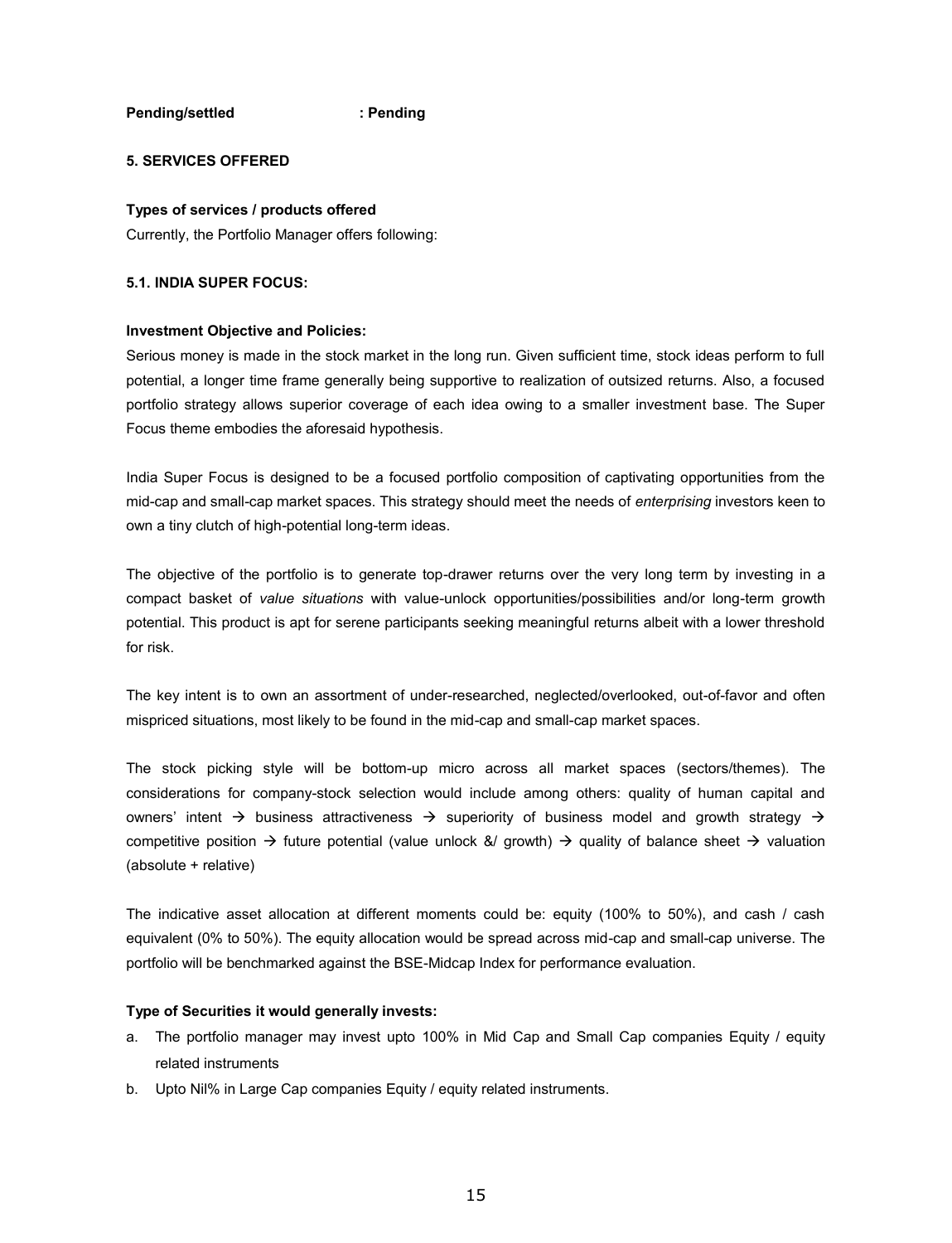**Pending/settled : Pending**

**5. SERVICES OFFERED**

**Types of services / products offered**

Currently, the Portfolio Manager offers following:

**5.1. INDIA SUPER FOCUS:**

**Investment Objective and Policies:**

Serious money is made in the stock market in the long run. Given sufficient time, stock ideas perform to full potential, a longer time frame generally being supportive to realization of outsized returns. Also, a focused portfolio strategy allows superior coverage of each idea owing to a smaller investment base. The Super Focus theme embodies the aforesaid hypothesis.

India Super Focus is designed to be a focused portfolio composition of captivating opportunities from the mid-cap and small-cap market spaces. This strategy should meet the needs of *enterprising* investors keen to own a tiny clutch of high-potential long-term ideas.

The objective of the portfolio is to generate top-drawer returns over the very long term by investing in a compact basket of *value situations* with value-unlock opportunities/possibilities and/or long-term growth potential. This product is apt for serene participants seeking meaningful returns albeit with a lower threshold for risk.

The key intent is to own an assortment of under-researched, neglected/overlooked, out-of-favor and often mispriced situations, most likely to be found in the mid-cap and small-cap market spaces.

The stock picking style will be bottom-up micro across all market spaces (sectors/themes). The considerations for company-stock selection would include among others: quality of human capital and owners' intent → business attractiveness → superiority of business model and growth strategy → competitive position → future potential (value unlock &/ growth) → quality of balance sheet → valuation (absolute + relative)

The indicative asset allocation at different moments could be: equity (100% to 50%), and cash / cash equivalent (0% to 50%). The equity allocation would be spread across mid-cap and small-cap universe. The portfolio will be benchmarked against the BSE-Midcap Index for performance evaluation.

**Type of Securities it would generally invests:**

a. The portfolio manager may invest upto 100% in Mid Cap and Small Cap companies Equity / equity related instruments
b. Upto Nil% in Large Cap companies Equity / equity related instruments.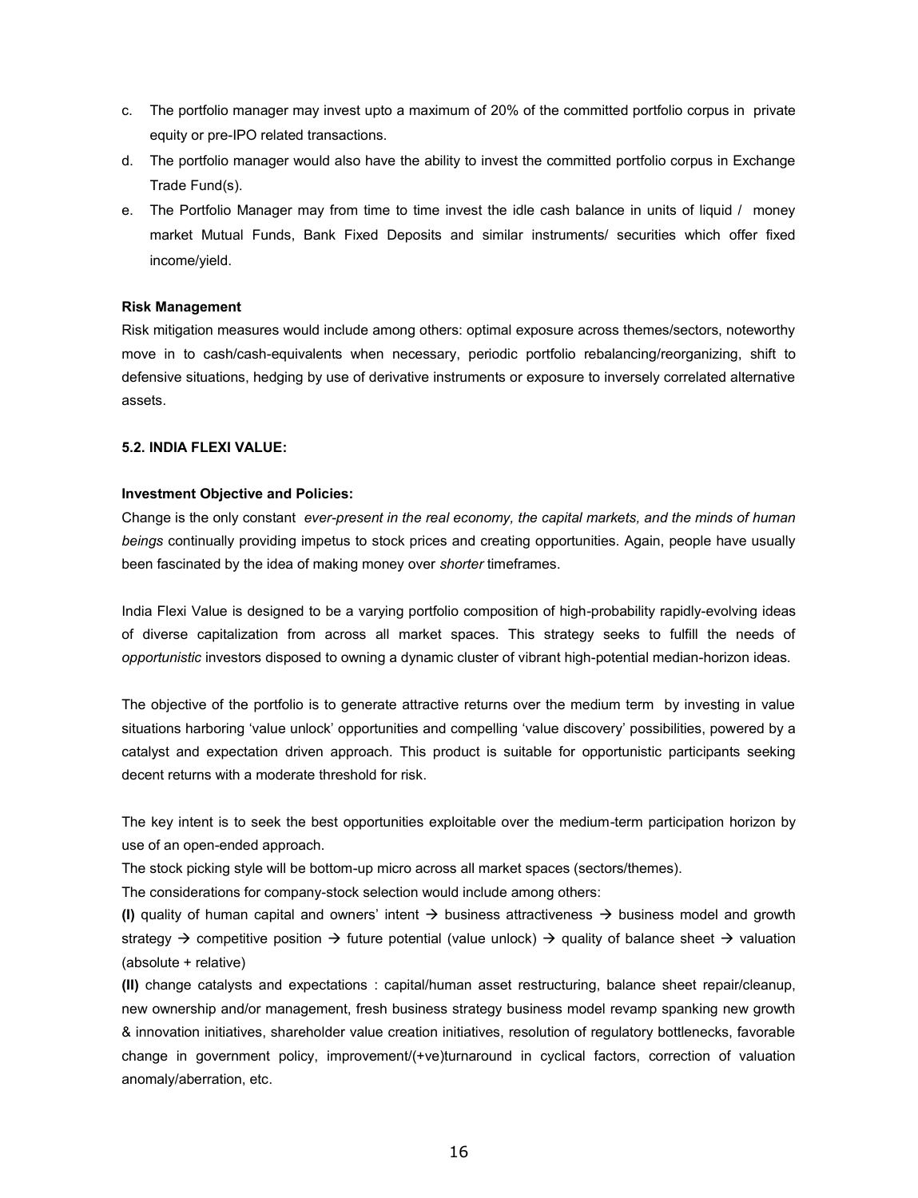c. The portfolio manager may invest upto a maximum of 20% of the committed portfolio corpus in private equity or pre-IPO related transactions.

d. The portfolio manager would also have the ability to invest the committed portfolio corpus in Exchange Trade Fund(s).

e. The Portfolio Manager may from time to time invest the idle cash balance in units of liquid / money market Mutual Funds, Bank Fixed Deposits and similar instruments/ securities which offer fixed income/yield.

**Risk Management**

Risk mitigation measures would include among others: optimal exposure across themes/sectors, noteworthy move in to cash/cash-equivalents when necessary, periodic portfolio rebalancing/reorganizing, shift to defensive situations, hedging by use of derivative instruments or exposure to inversely correlated alternative assets.

**5.2. INDIA FLEXI VALUE:**

**Investment Objective and Policies:**

Change is the only constant *ever-present in the real economy, the capital markets, and the minds of human beings* continually providing impetus to stock prices and creating opportunities. Again, people have usually been fascinated by the idea of making money over *shorter* timeframes.

India Flexi Value is designed to be a varying portfolio composition of high-probability rapidly-evolving ideas of diverse capitalization from across all market spaces. This strategy seeks to fulfill the needs of *opportunistic* investors disposed to owning a dynamic cluster of vibrant high-potential median-horizon ideas.

The objective of the portfolio is to generate attractive returns over the medium term by investing in value situations harboring 'value unlock' opportunities and compelling 'value discovery' possibilities, powered by a catalyst and expectation driven approach. This product is suitable for opportunistic participants seeking decent returns with a moderate threshold for risk.

The key intent is to seek the best opportunities exploitable over the medium-term participation horizon by use of an open-ended approach.

The stock picking style will be bottom-up micro across all market spaces (sectors/themes).

The considerations for company-stock selection would include among others:

**(I)** quality of human capital and owners' intent → business attractiveness → business model and growth strategy → competitive position → future potential (value unlock) → quality of balance sheet → valuation (absolute + relative)

**(II)** change catalysts and expectations : capital/human asset restructuring, balance sheet repair/cleanup, new ownership and/or management, fresh business strategy business model revamp spanking new growth & innovation initiatives, shareholder value creation initiatives, resolution of regulatory bottlenecks, favorable change in government policy, improvement/(+ve)turnaround in cyclical factors, correction of valuation anomaly/aberration, etc.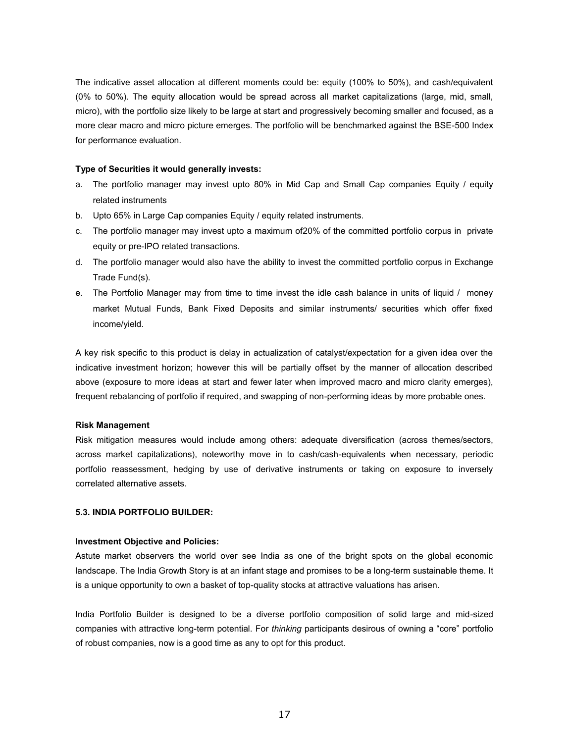The indicative asset allocation at different moments could be: equity (100% to 50%), and cash/equivalent (0% to 50%). The equity allocation would be spread across all market capitalizations (large, mid, small, micro), with the portfolio size likely to be large at start and progressively becoming smaller and focused, as a more clear macro and micro picture emerges. The portfolio will be benchmarked against the BSE-500 Index for performance evaluation.

**Type of Securities it would generally invests:**

a. The portfolio manager may invest upto 80% in Mid Cap and Small Cap companies Equity / equity related instruments
b. Upto 65% in Large Cap companies Equity / equity related instruments.
c. The portfolio manager may invest upto a maximum of20% of the committed portfolio corpus in private equity or pre-IPO related transactions.
d. The portfolio manager would also have the ability to invest the committed portfolio corpus in Exchange Trade Fund(s).
e. The Portfolio Manager may from time to time invest the idle cash balance in units of liquid / money market Mutual Funds, Bank Fixed Deposits and similar instruments/ securities which offer fixed income/yield.

A key risk specific to this product is delay in actualization of catalyst/expectation for a given idea over the indicative investment horizon; however this will be partially offset by the manner of allocation described above (exposure to more ideas at start and fewer later when improved macro and micro clarity emerges), frequent rebalancing of portfolio if required, and swapping of non-performing ideas by more probable ones.

**Risk Management**

Risk mitigation measures would include among others: adequate diversification (across themes/sectors, across market capitalizations), noteworthy move in to cash/cash-equivalents when necessary, periodic portfolio reassessment, hedging by use of derivative instruments or taking on exposure to inversely correlated alternative assets.

**5.3. INDIA PORTFOLIO BUILDER:**

**Investment Objective and Policies:**

Astute market observers the world over see India as one of the bright spots on the global economic landscape. The India Growth Story is at an infant stage and promises to be a long-term sustainable theme. It is a unique opportunity to own a basket of top-quality stocks at attractive valuations has arisen.

India Portfolio Builder is designed to be a diverse portfolio composition of solid large and mid-sized companies with attractive long-term potential. For *thinking* participants desirous of owning a "core" portfolio of robust companies, now is a good time as any to opt for this product.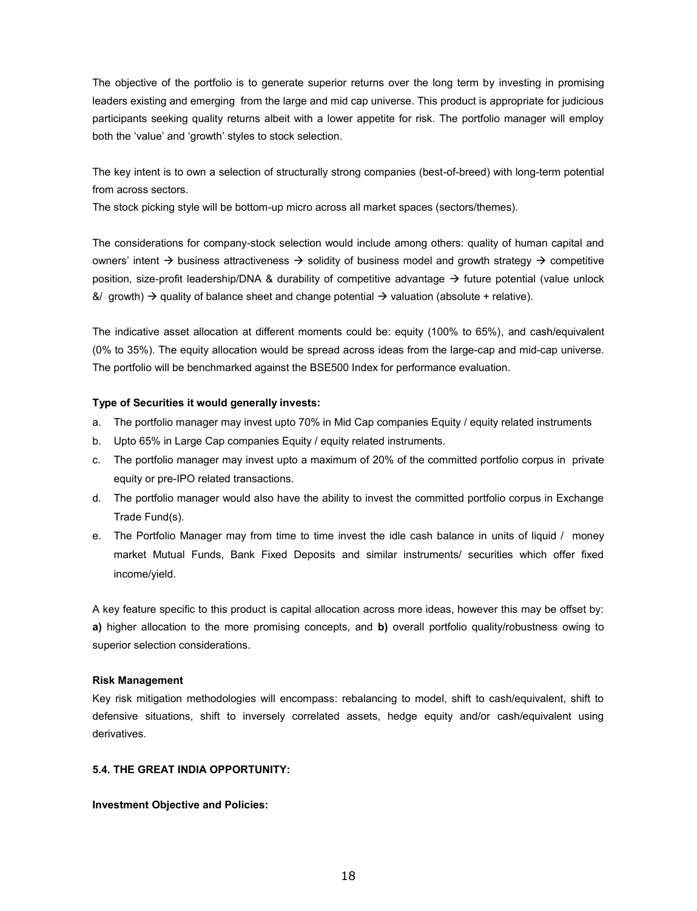The objective of the portfolio is to generate superior returns over the long term by investing in promising leaders existing and emerging from the large and mid cap universe. This product is appropriate for judicious participants seeking quality returns albeit with a lower appetite for risk. The portfolio manager will employ both the 'value' and 'growth' styles to stock selection.

The key intent is to own a selection of structurally strong companies (best-of-breed) with long-term potential from across sectors.

The stock picking style will be bottom-up micro across all market spaces (sectors/themes).

The considerations for company-stock selection would include among others: quality of human capital and owners' intent → business attractiveness → solidity of business model and growth strategy → competitive position, size-profit leadership/DNA & durability of competitive advantage → future potential (value unlock &/ growth) → quality of balance sheet and change potential → valuation (absolute + relative).

The indicative asset allocation at different moments could be: equity (100% to 65%), and cash/equivalent (0% to 35%). The equity allocation would be spread across ideas from the large-cap and mid-cap universe. The portfolio will be benchmarked against the BSE500 Index for performance evaluation.

**Type of Securities it would generally invests:**

a. The portfolio manager may invest upto 70% in Mid Cap companies Equity / equity related instruments
b. Upto 65% in Large Cap companies Equity / equity related instruments.
c. The portfolio manager may invest upto a maximum of 20% of the committed portfolio corpus in private equity or pre-IPO related transactions.
d. The portfolio manager would also have the ability to invest the committed portfolio corpus in Exchange Trade Fund(s).
e. The Portfolio Manager may from time to time invest the idle cash balance in units of liquid / money market Mutual Funds, Bank Fixed Deposits and similar instruments/ securities which offer fixed income/yield.

A key feature specific to this product is capital allocation across more ideas, however this may be offset by: **a)** higher allocation to the more promising concepts, and **b)** overall portfolio quality/robustness owing to superior selection considerations.

**Risk Management**

Key risk mitigation methodologies will encompass: rebalancing to model, shift to cash/equivalent, shift to defensive situations, shift to inversely correlated assets, hedge equity and/or cash/equivalent using derivatives.

### 5.4. THE GREAT INDIA OPPORTUNITY:

**Investment Objective and Policies:**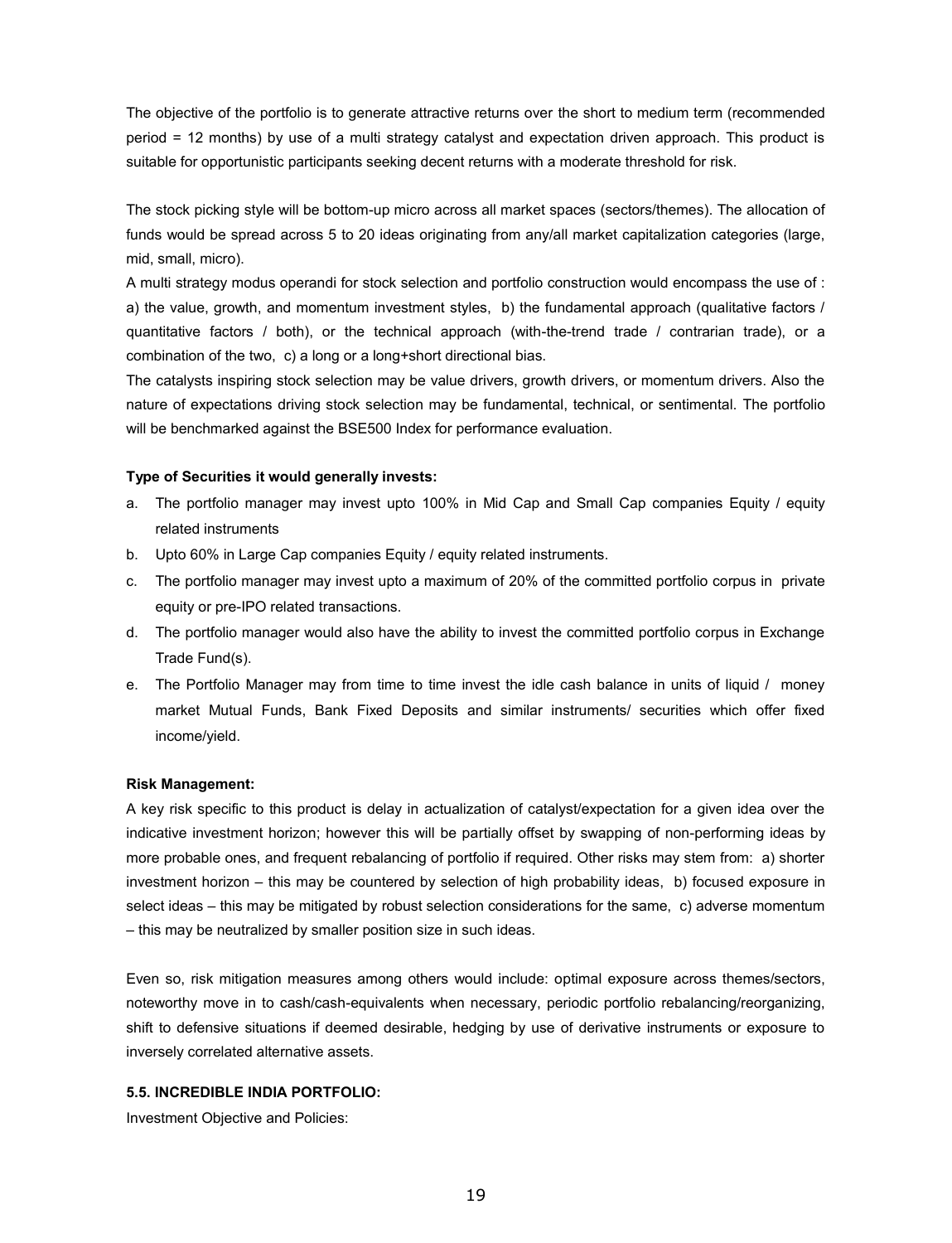The objective of the portfolio is to generate attractive returns over the short to medium term (recommended period = 12 months) by use of a multi strategy catalyst and expectation driven approach. This product is suitable for opportunistic participants seeking decent returns with a moderate threshold for risk.

The stock picking style will be bottom-up micro across all market spaces (sectors/themes). The allocation of funds would be spread across 5 to 20 ideas originating from any/all market capitalization categories (large, mid, small, micro).

A multi strategy modus operandi for stock selection and portfolio construction would encompass the use of : a) the value, growth, and momentum investment styles, b) the fundamental approach (qualitative factors / quantitative factors / both), or the technical approach (with-the-trend trade / contrarian trade), or a combination of the two, c) a long or a long+short directional bias.

The catalysts inspiring stock selection may be value drivers, growth drivers, or momentum drivers. Also the nature of expectations driving stock selection may be fundamental, technical, or sentimental. The portfolio will be benchmarked against the BSE500 Index for performance evaluation.

**Type of Securities it would generally invests:**

a. The portfolio manager may invest upto 100% in Mid Cap and Small Cap companies Equity / equity related instruments
b. Upto 60% in Large Cap companies Equity / equity related instruments.
c. The portfolio manager may invest upto a maximum of 20% of the committed portfolio corpus in private equity or pre-IPO related transactions.
d. The portfolio manager would also have the ability to invest the committed portfolio corpus in Exchange Trade Fund(s).
e. The Portfolio Manager may from time to time invest the idle cash balance in units of liquid / money market Mutual Funds, Bank Fixed Deposits and similar instruments/ securities which offer fixed income/yield.

**Risk Management:**

A key risk specific to this product is delay in actualization of catalyst/expectation for a given idea over the indicative investment horizon; however this will be partially offset by swapping of non-performing ideas by more probable ones, and frequent rebalancing of portfolio if required. Other risks may stem from: a) shorter investment horizon – this may be countered by selection of high probability ideas, b) focused exposure in select ideas – this may be mitigated by robust selection considerations for the same, c) adverse momentum – this may be neutralized by smaller position size in such ideas.

Even so, risk mitigation measures among others would include: optimal exposure across themes/sectors, noteworthy move in to cash/cash-equivalents when necessary, periodic portfolio rebalancing/reorganizing, shift to defensive situations if deemed desirable, hedging by use of derivative instruments or exposure to inversely correlated alternative assets.

**5.5. INCREDIBLE INDIA PORTFOLIO:**

Investment Objective and Policies: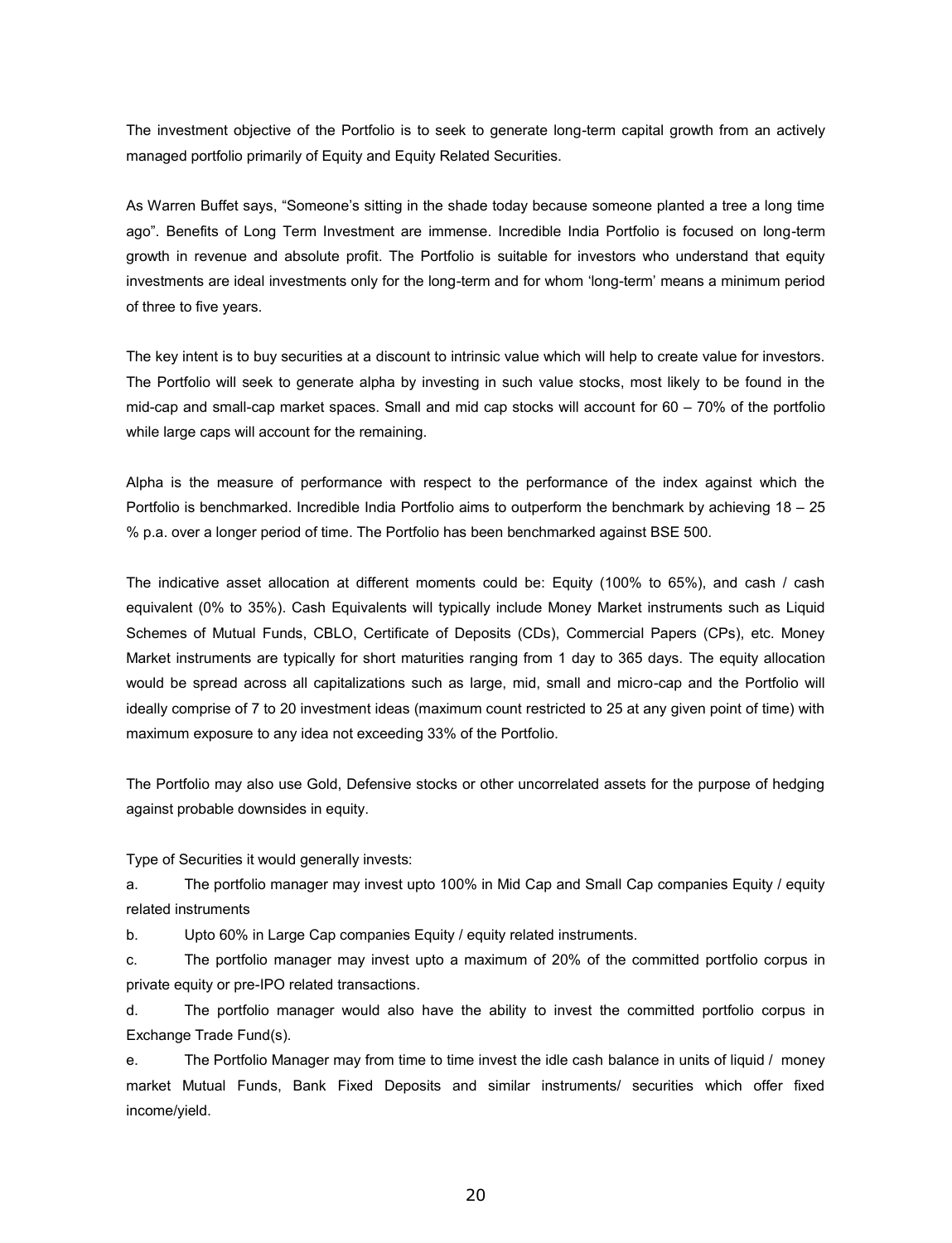The investment objective of the Portfolio is to seek to generate long-term capital growth from an actively managed portfolio primarily of Equity and Equity Related Securities.

As Warren Buffet says, "Someone's sitting in the shade today because someone planted a tree a long time ago". Benefits of Long Term Investment are immense. Incredible India Portfolio is focused on long-term growth in revenue and absolute profit. The Portfolio is suitable for investors who understand that equity investments are ideal investments only for the long-term and for whom 'long-term' means a minimum period of three to five years.

The key intent is to buy securities at a discount to intrinsic value which will help to create value for investors. The Portfolio will seek to generate alpha by investing in such value stocks, most likely to be found in the mid-cap and small-cap market spaces. Small and mid cap stocks will account for 60 – 70% of the portfolio while large caps will account for the remaining.

Alpha is the measure of performance with respect to the performance of the index against which the Portfolio is benchmarked. Incredible India Portfolio aims to outperform the benchmark by achieving 18 – 25 % p.a. over a longer period of time. The Portfolio has been benchmarked against BSE 500.

The indicative asset allocation at different moments could be: Equity (100% to 65%), and cash / cash equivalent (0% to 35%). Cash Equivalents will typically include Money Market instruments such as Liquid Schemes of Mutual Funds, CBLO, Certificate of Deposits (CDs), Commercial Papers (CPs), etc. Money Market instruments are typically for short maturities ranging from 1 day to 365 days. The equity allocation would be spread across all capitalizations such as large, mid, small and micro-cap and the Portfolio will ideally comprise of 7 to 20 investment ideas (maximum count restricted to 25 at any given point of time) with maximum exposure to any idea not exceeding 33% of the Portfolio.

The Portfolio may also use Gold, Defensive stocks or other uncorrelated assets for the purpose of hedging against probable downsides in equity.

Type of Securities it would generally invests:

a. The portfolio manager may invest upto 100% in Mid Cap and Small Cap companies Equity / equity related instruments

b. Upto 60% in Large Cap companies Equity / equity related instruments.

c. The portfolio manager may invest upto a maximum of 20% of the committed portfolio corpus in private equity or pre-IPO related transactions.

d. The portfolio manager would also have the ability to invest the committed portfolio corpus in Exchange Trade Fund(s).

e. The Portfolio Manager may from time to time invest the idle cash balance in units of liquid / money market Mutual Funds, Bank Fixed Deposits and similar instruments/ securities which offer fixed income/yield.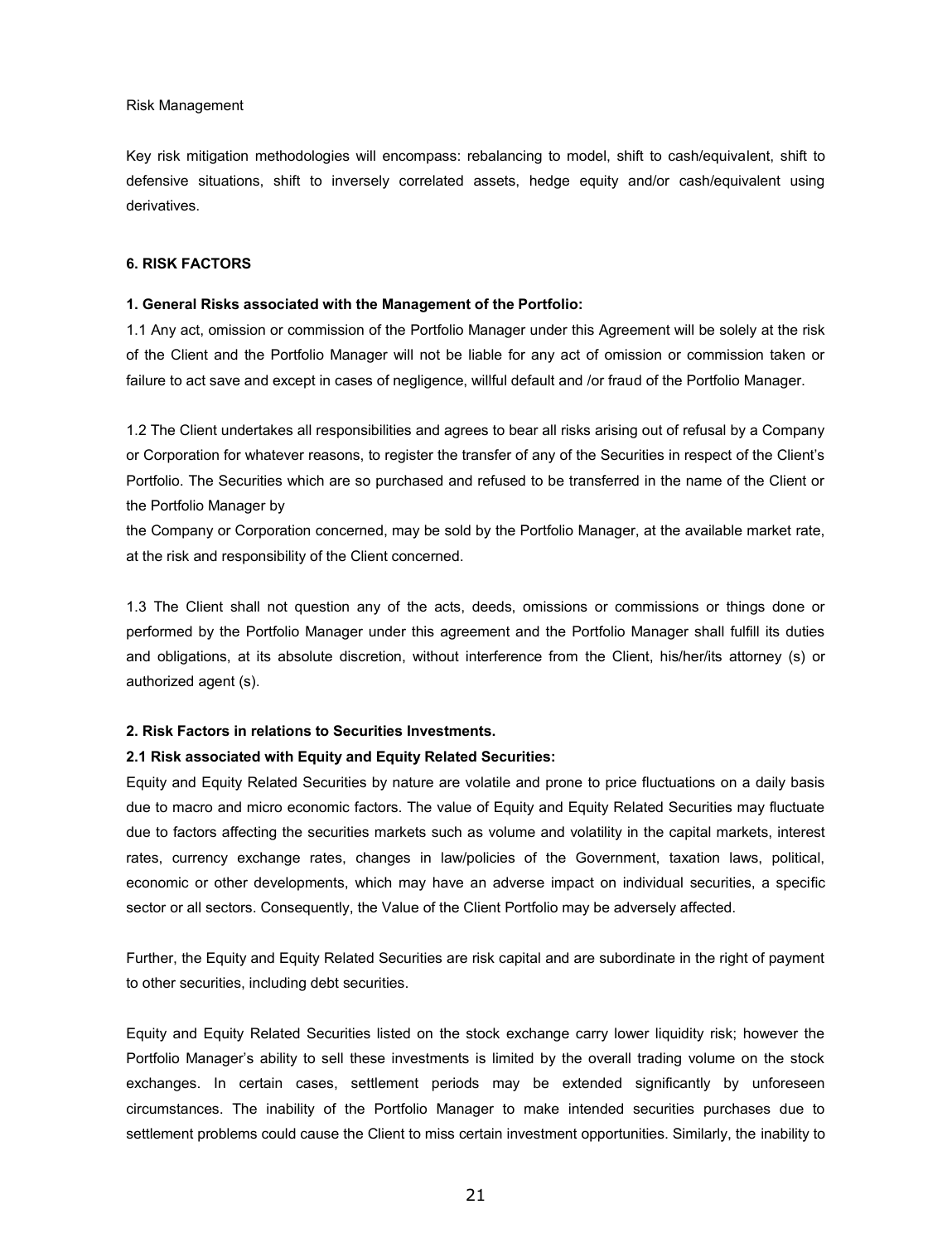Risk Management

Key risk mitigation methodologies will encompass: rebalancing to model, shift to cash/equivalent, shift to defensive situations, shift to inversely correlated assets, hedge equity and/or cash/equivalent using derivatives.

## 6. RISK FACTORS

### 1. General Risks associated with the Management of the Portfolio:

1.1 Any act, omission or commission of the Portfolio Manager under this Agreement will be solely at the risk of the Client and the Portfolio Manager will not be liable for any act of omission or commission taken or failure to act save and except in cases of negligence, willful default and /or fraud of the Portfolio Manager.

1.2 The Client undertakes all responsibilities and agrees to bear all risks arising out of refusal by a Company or Corporation for whatever reasons, to register the transfer of any of the Securities in respect of the Client's Portfolio. The Securities which are so purchased and refused to be transferred in the name of the Client or the Portfolio Manager by the Company or Corporation concerned, may be sold by the Portfolio Manager, at the available market rate, at the risk and responsibility of the Client concerned.

1.3 The Client shall not question any of the acts, deeds, omissions or commissions or things done or performed by the Portfolio Manager under this agreement and the Portfolio Manager shall fulfill its duties and obligations, at its absolute discretion, without interference from the Client, his/her/its attorney (s) or authorized agent (s).

### 2. Risk Factors in relations to Securities Investments.

#### 2.1 Risk associated with Equity and Equity Related Securities:

Equity and Equity Related Securities by nature are volatile and prone to price fluctuations on a daily basis due to macro and micro economic factors. The value of Equity and Equity Related Securities may fluctuate due to factors affecting the securities markets such as volume and volatility in the capital markets, interest rates, currency exchange rates, changes in law/policies of the Government, taxation laws, political, economic or other developments, which may have an adverse impact on individual securities, a specific sector or all sectors. Consequently, the Value of the Client Portfolio may be adversely affected.

Further, the Equity and Equity Related Securities are risk capital and are subordinate in the right of payment to other securities, including debt securities.

Equity and Equity Related Securities listed on the stock exchange carry lower liquidity risk; however the Portfolio Manager's ability to sell these investments is limited by the overall trading volume on the stock exchanges. In certain cases, settlement periods may be extended significantly by unforeseen circumstances. The inability of the Portfolio Manager to make intended securities purchases due to settlement problems could cause the Client to miss certain investment opportunities. Similarly, the inability to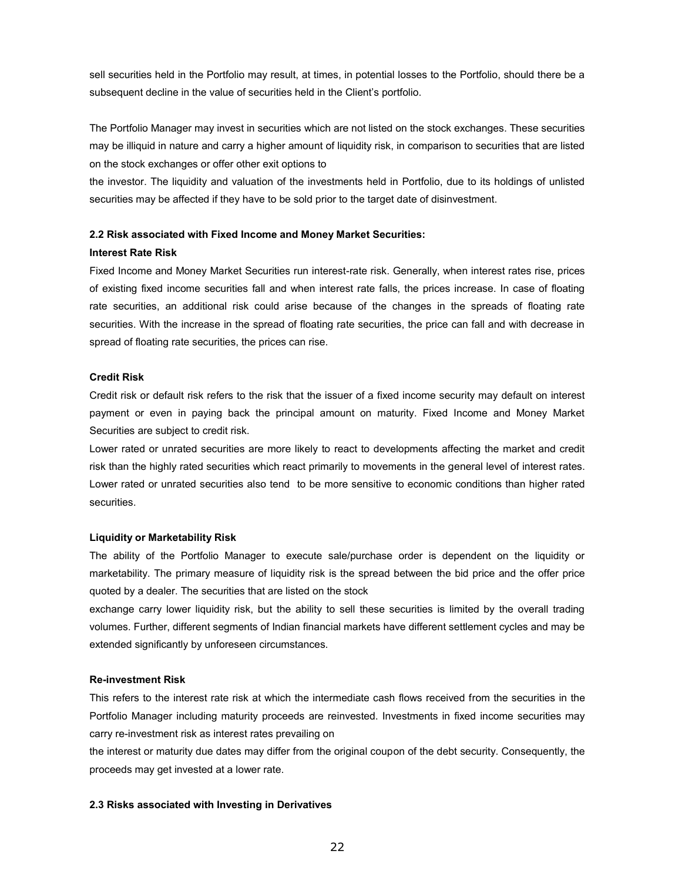sell securities held in the Portfolio may result, at times, in potential losses to the Portfolio, should there be a subsequent decline in the value of securities held in the Client's portfolio.

The Portfolio Manager may invest in securities which are not listed on the stock exchanges. These securities may be illiquid in nature and carry a higher amount of liquidity risk, in comparison to securities that are listed on the stock exchanges or offer other exit options to the investor. The liquidity and valuation of the investments held in Portfolio, due to its holdings of unlisted securities may be affected if they have to be sold prior to the target date of disinvestment.

**2.2 Risk associated with Fixed Income and Money Market Securities:**

**Interest Rate Risk**

Fixed Income and Money Market Securities run interest-rate risk. Generally, when interest rates rise, prices of existing fixed income securities fall and when interest rate falls, the prices increase. In case of floating rate securities, an additional risk could arise because of the changes in the spreads of floating rate securities. With the increase in the spread of floating rate securities, the price can fall and with decrease in spread of floating rate securities, the prices can rise.

**Credit Risk**

Credit risk or default risk refers to the risk that the issuer of a fixed income security may default on interest payment or even in paying back the principal amount on maturity. Fixed Income and Money Market Securities are subject to credit risk.

Lower rated or unrated securities are more likely to react to developments affecting the market and credit risk than the highly rated securities which react primarily to movements in the general level of interest rates. Lower rated or unrated securities also tend to be more sensitive to economic conditions than higher rated securities.

**Liquidity or Marketability Risk**

The ability of the Portfolio Manager to execute sale/purchase order is dependent on the liquidity or marketability. The primary measure of liquidity risk is the spread between the bid price and the offer price quoted by a dealer. The securities that are listed on the stock exchange carry lower liquidity risk, but the ability to sell these securities is limited by the overall trading volumes. Further, different segments of Indian financial markets have different settlement cycles and may be extended significantly by unforeseen circumstances.

**Re-investment Risk**

This refers to the interest rate risk at which the intermediate cash flows received from the securities in the Portfolio Manager including maturity proceeds are reinvested. Investments in fixed income securities may carry re-investment risk as interest rates prevailing on the interest or maturity due dates may differ from the original coupon of the debt security. Consequently, the proceeds may get invested at a lower rate.

**2.3 Risks associated with Investing in Derivatives**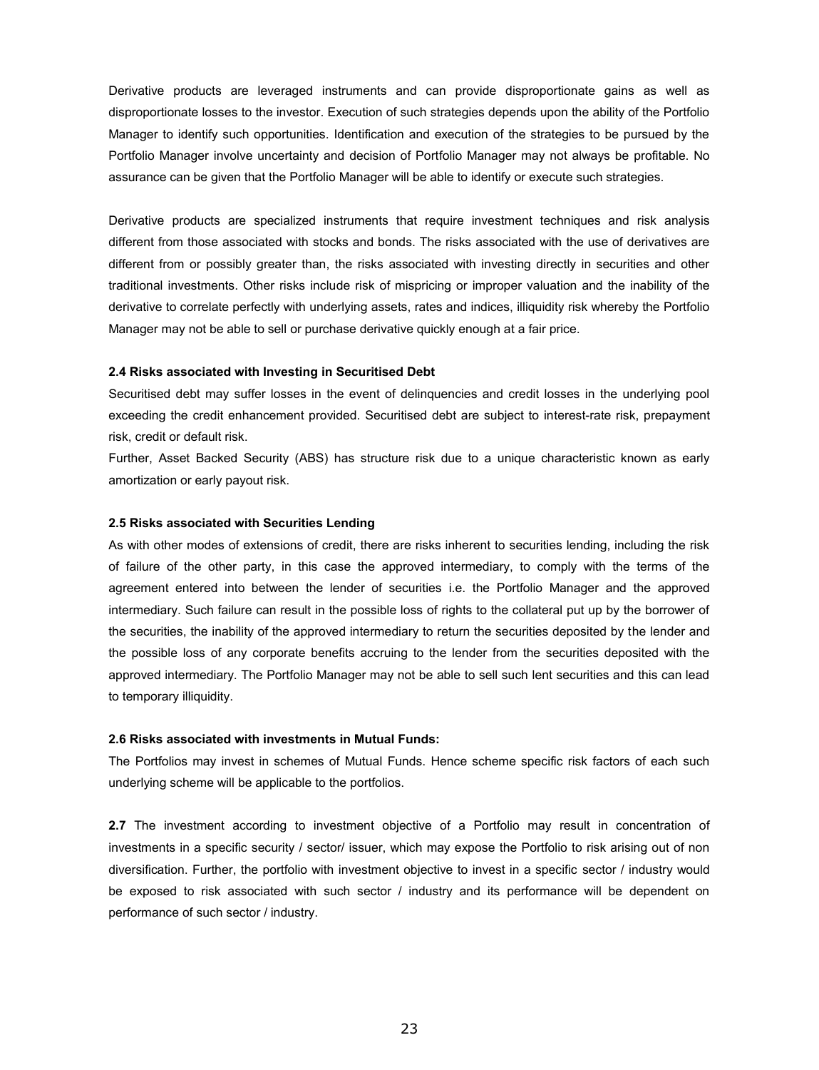Derivative products are leveraged instruments and can provide disproportionate gains as well as disproportionate losses to the investor. Execution of such strategies depends upon the ability of the Portfolio Manager to identify such opportunities. Identification and execution of the strategies to be pursued by the Portfolio Manager involve uncertainty and decision of Portfolio Manager may not always be profitable. No assurance can be given that the Portfolio Manager will be able to identify or execute such strategies.

Derivative products are specialized instruments that require investment techniques and risk analysis different from those associated with stocks and bonds. The risks associated with the use of derivatives are different from or possibly greater than, the risks associated with investing directly in securities and other traditional investments. Other risks include risk of mispricing or improper valuation and the inability of the derivative to correlate perfectly with underlying assets, rates and indices, illiquidity risk whereby the Portfolio Manager may not be able to sell or purchase derivative quickly enough at a fair price.

**2.4 Risks associated with Investing in Securitised Debt**

Securitised debt may suffer losses in the event of delinquencies and credit losses in the underlying pool exceeding the credit enhancement provided. Securitised debt are subject to interest-rate risk, prepayment risk, credit or default risk.

Further, Asset Backed Security (ABS) has structure risk due to a unique characteristic known as early amortization or early payout risk.

**2.5 Risks associated with Securities Lending**

As with other modes of extensions of credit, there are risks inherent to securities lending, including the risk of failure of the other party, in this case the approved intermediary, to comply with the terms of the agreement entered into between the lender of securities i.e. the Portfolio Manager and the approved intermediary. Such failure can result in the possible loss of rights to the collateral put up by the borrower of the securities, the inability of the approved intermediary to return the securities deposited by the lender and the possible loss of any corporate benefits accruing to the lender from the securities deposited with the approved intermediary. The Portfolio Manager may not be able to sell such lent securities and this can lead to temporary illiquidity.

**2.6 Risks associated with investments in Mutual Funds:**

The Portfolios may invest in schemes of Mutual Funds. Hence scheme specific risk factors of each such underlying scheme will be applicable to the portfolios.

**2.7** The investment according to investment objective of a Portfolio may result in concentration of investments in a specific security / sector/ issuer, which may expose the Portfolio to risk arising out of non diversification. Further, the portfolio with investment objective to invest in a specific sector / industry would be exposed to risk associated with such sector / industry and its performance will be dependent on performance of such sector / industry.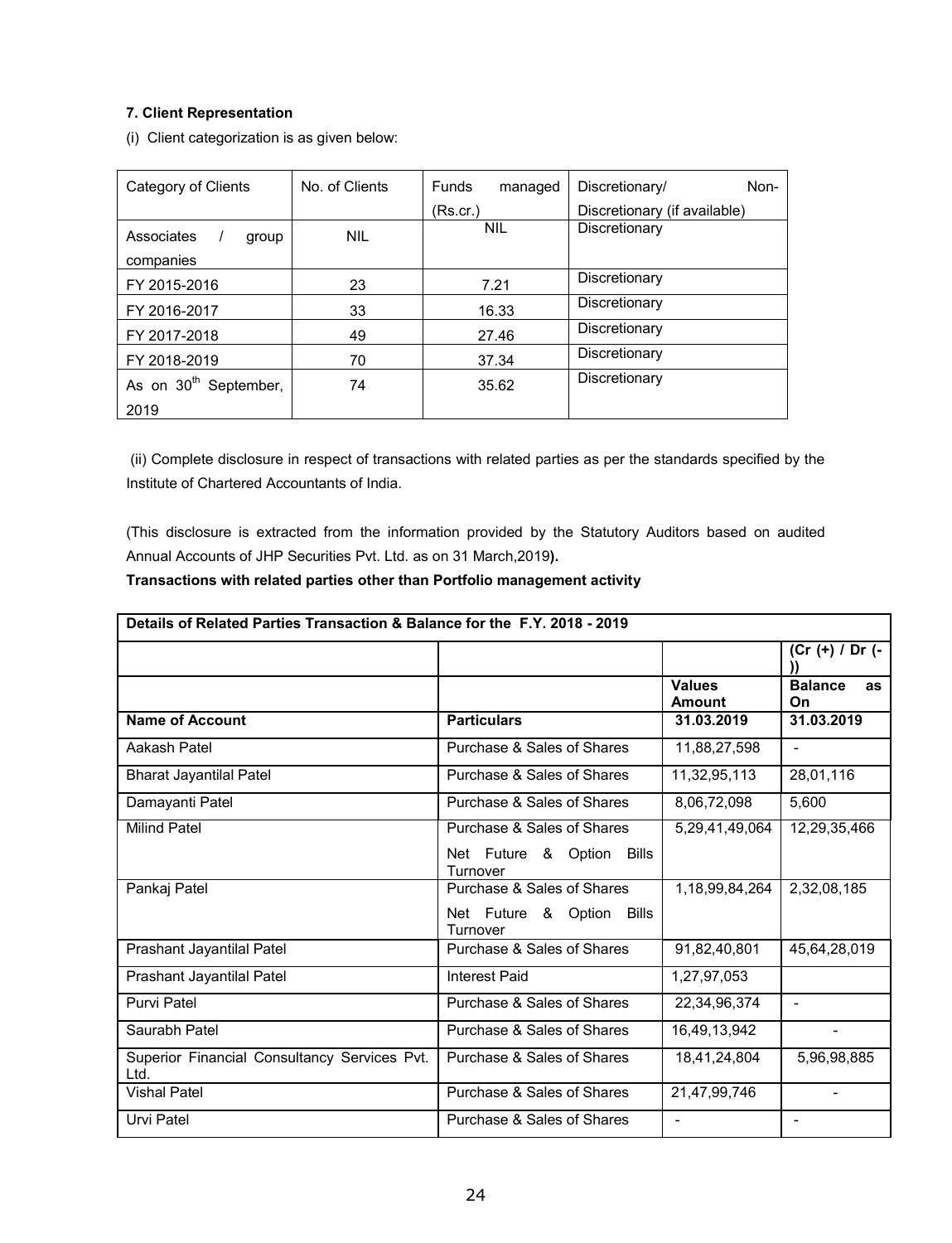### 7. Client Representation

(i) Client categorization is as given below:

| Category of Clients | No. of Clients | Funds managed (Rs.cr.) | Discretionary/ Non-Discretionary (if available) |
|---|---|---|---|
| Associates / group companies | NIL | NIL | Discretionary |
| FY 2015-2016 | 23 | 7.21 | Discretionary |
| FY 2016-2017 | 33 | 16.33 | Discretionary |
| FY 2017-2018 | 49 | 27.46 | Discretionary |
| FY 2018-2019 | 70 | 37.34 | Discretionary |
| As on 30th September, 2019 | 74 | 35.62 | Discretionary |

(ii) Complete disclosure in respect of transactions with related parties as per the standards specified by the Institute of Chartered Accountants of India.

(This disclosure is extracted from the information provided by the Statutory Auditors based on audited Annual Accounts of JHP Securities Pvt. Ltd. as on 31 March,2019**).**

**Transactions with related parties other than Portfolio management activity**

| Details of Related Parties Transaction & Balance for the F.Y. 2018 - 2019 | | | |
|---|---|---|---|
| | | | (Cr (+) / Dr (-)) |
| | | **Values Amount** | **Balance as On** |
| **Name of Account** | **Particulars** | **31.03.2019** | **31.03.2019** |
| Aakash Patel | Purchase & Sales of Shares | 11,88,27,598 | - |
| Bharat Jayantilal Patel | Purchase & Sales of Shares | 11,32,95,113 | 28,01,116 |
| Damayanti Patel | Purchase & Sales of Shares | 8,06,72,098 | 5,600 |
| Milind Patel | Purchase & Sales of Shares<br>Net Future & Option Bills Turnover | 5,29,41,49,064 | 12,29,35,466 |
| Pankaj Patel | Purchase & Sales of Shares<br>Net Future & Option Bills Turnover | 1,18,99,84,264 | 2,32,08,185 |
| Prashant Jayantilal Patel | Purchase & Sales of Shares | 91,82,40,801 | 45,64,28,019 |
| Prashant Jayantilal Patel | Interest Paid | 1,27,97,053 | |
| Purvi Patel | Purchase & Sales of Shares | 22,34,96,374 | - |
| Saurabh Patel | Purchase & Sales of Shares | 16,49,13,942 | - |
| Superior Financial Consultancy Services Pvt. Ltd. | Purchase & Sales of Shares | 18,41,24,804 | 5,96,98,885 |
| Vishal Patel | Purchase & Sales of Shares | 21,47,99,746 | - |
| Urvi Patel | Purchase & Sales of Shares | - | - |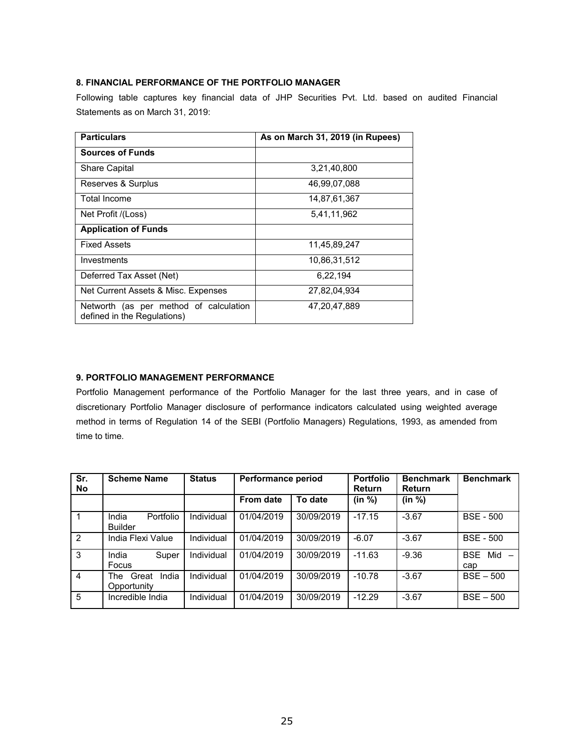## 8. FINANCIAL PERFORMANCE OF THE PORTFOLIO MANAGER

Following table captures key financial data of JHP Securities Pvt. Ltd. based on audited Financial Statements as on March 31, 2019:

| Particulars | As on March 31, 2019 (in Rupees) |
|---|---|
| **Sources of Funds** | |
| Share Capital | 3,21,40,800 |
| Reserves & Surplus | 46,99,07,088 |
| Total Income | 14,87,61,367 |
| Net Profit /(Loss) | 5,41,11,962 |
| **Application of Funds** | |
| Fixed Assets | 11,45,89,247 |
| Investments | 10,86,31,512 |
| Deferred Tax Asset (Net) | 6,22,194 |
| Net Current Assets & Misc. Expenses | 27,82,04,934 |
| Networth (as per method of calculation defined in the Regulations) | 47,20,47,889 |

## 9. PORTFOLIO MANAGEMENT PERFORMANCE

Portfolio Management performance of the Portfolio Manager for the last three years, and in case of discretionary Portfolio Manager disclosure of performance indicators calculated using weighted average method in terms of Regulation 14 of the SEBI (Portfolio Managers) Regulations, 1993, as amended from time to time.

| Sr. No | Scheme Name | Status | Performance period | | Portfolio Return | Benchmark Return | Benchmark |
|---|---|---|---|---|---|---|---|
| | | | From date | To date | (in %) | (in %) | |
| 1 | India Portfolio Builder | Individual | 01/04/2019 | 30/09/2019 | -17.15 | -3.67 | BSE - 500 |
| 2 | India Flexi Value | Individual | 01/04/2019 | 30/09/2019 | -6.07 | -3.67 | BSE - 500 |
| 3 | India Super Focus | Individual | 01/04/2019 | 30/09/2019 | -11.63 | -9.36 | BSE Mid – cap |
| 4 | The Great India Opportunity | Individual | 01/04/2019 | 30/09/2019 | -10.78 | -3.67 | BSE – 500 |
| 5 | Incredible India | Individual | 01/04/2019 | 30/09/2019 | -12.29 | -3.67 | BSE – 500 |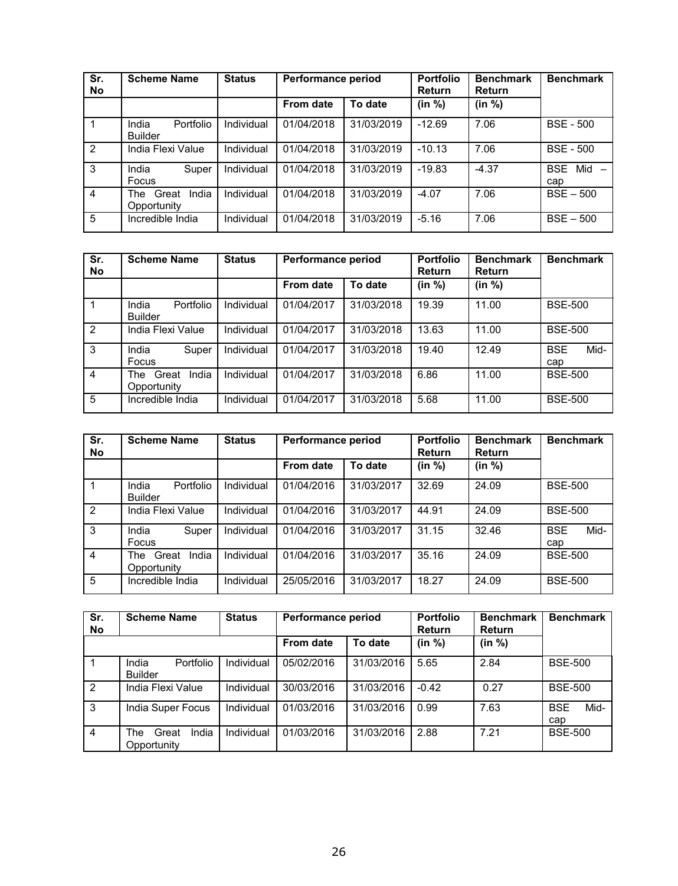| Sr. No | Scheme Name | Status | Performance period | | Portfolio Return | Benchmark Return | Benchmark |
|---|---|---|---|---|---|---|---|
| | | | From date | To date | (in %) | (in %) | |
| 1 | India Portfolio Builder | Individual | 01/04/2018 | 31/03/2019 | -12.69 | 7.06 | BSE - 500 |
| 2 | India Flexi Value | Individual | 01/04/2018 | 31/03/2019 | -10.13 | 7.06 | BSE - 500 |
| 3 | India Super Focus | Individual | 01/04/2018 | 31/03/2019 | -19.83 | -4.37 | BSE Mid – cap |
| 4 | The Great India Opportunity | Individual | 01/04/2018 | 31/03/2019 | -4.07 | 7.06 | BSE – 500 |
| 5 | Incredible India | Individual | 01/04/2018 | 31/03/2019 | -5.16 | 7.06 | BSE – 500 |

| Sr. No | Scheme Name | Status | Performance period | | Portfolio Return | Benchmark Return | Benchmark |
|---|---|---|---|---|---|---|---|
| | | | From date | To date | (in %) | (in %) | |
| 1 | India Portfolio Builder | Individual | 01/04/2017 | 31/03/2018 | 19.39 | 11.00 | BSE-500 |
| 2 | India Flexi Value | Individual | 01/04/2017 | 31/03/2018 | 13.63 | 11.00 | BSE-500 |
| 3 | India Super Focus | Individual | 01/04/2017 | 31/03/2018 | 19.40 | 12.49 | BSE Mid-cap |
| 4 | The Great India Opportunity | Individual | 01/04/2017 | 31/03/2018 | 6.86 | 11.00 | BSE-500 |
| 5 | Incredible India | Individual | 01/04/2017 | 31/03/2018 | 5.68 | 11.00 | BSE-500 |

| Sr. No | Scheme Name | Status | Performance period | | Portfolio Return | Benchmark Return | Benchmark |
|---|---|---|---|---|---|---|---|
| | | | From date | To date | (in %) | (in %) | |
| 1 | India Portfolio Builder | Individual | 01/04/2016 | 31/03/2017 | 32.69 | 24.09 | BSE-500 |
| 2 | India Flexi Value | Individual | 01/04/2016 | 31/03/2017 | 44.91 | 24.09 | BSE-500 |
| 3 | India Super Focus | Individual | 01/04/2016 | 31/03/2017 | 31.15 | 32.46 | BSE Mid-cap |
| 4 | The Great India Opportunity | Individual | 01/04/2016 | 31/03/2017 | 35.16 | 24.09 | BSE-500 |
| 5 | Incredible India | Individual | 25/05/2016 | 31/03/2017 | 18.27 | 24.09 | BSE-500 |

| Sr. No | Scheme Name | Status | Performance period | | Portfolio Return | Benchmark Return | Benchmark |
|---|---|---|---|---|---|---|---|
| | | | From date | To date | (in %) | (in %) | |
| 1 | India Portfolio Builder | Individual | 05/02/2016 | 31/03/2016 | 5.65 | 2.84 | BSE-500 |
| 2 | India Flexi Value | Individual | 30/03/2016 | 31/03/2016 | -0.42 | 0.27 | BSE-500 |
| 3 | India Super Focus | Individual | 01/03/2016 | 31/03/2016 | 0.99 | 7.63 | BSE Mid-cap |
| 4 | The Great India Opportunity | Individual | 01/03/2016 | 31/03/2016 | 2.88 | 7.21 | BSE-500 |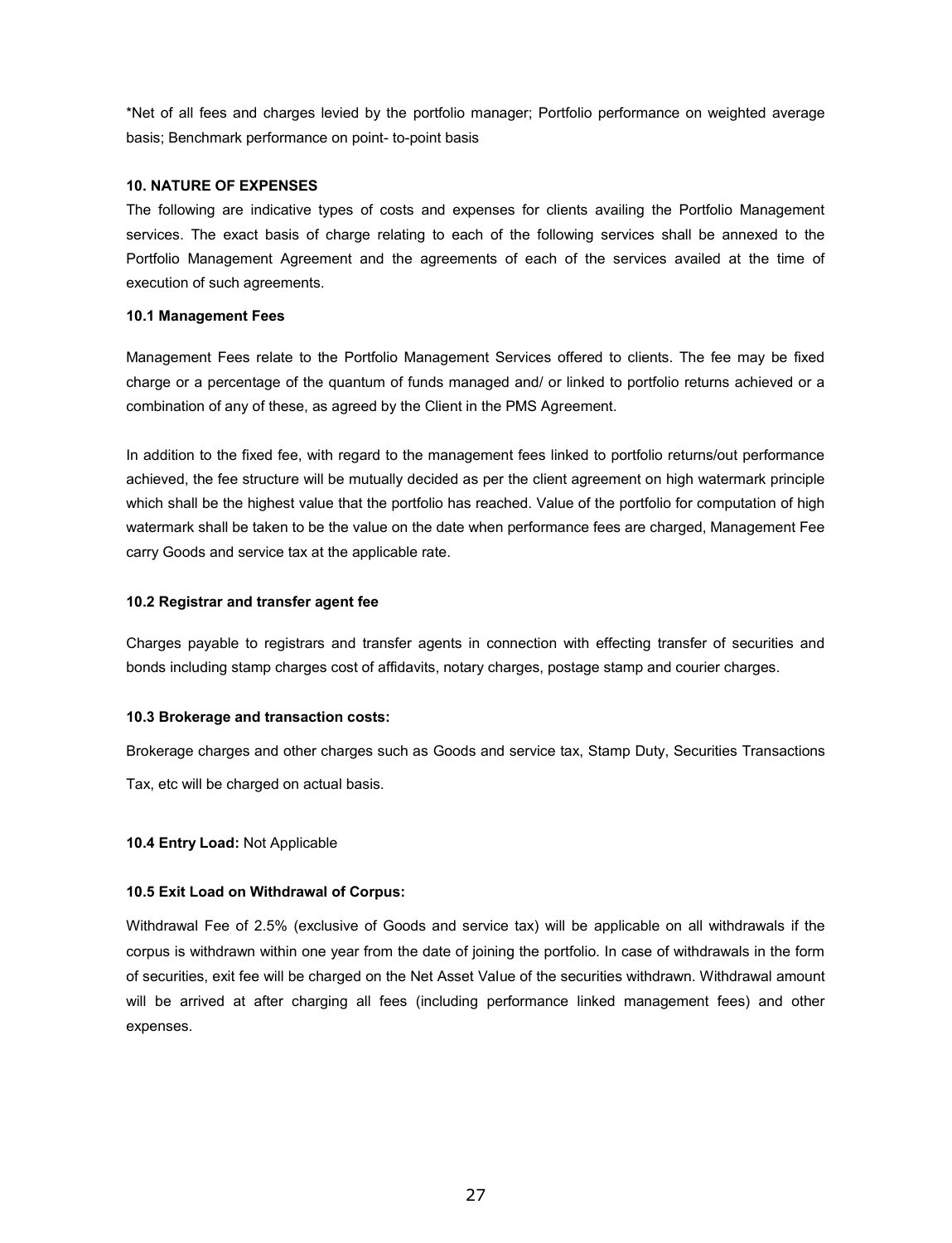*Net of all fees and charges levied by the portfolio manager; Portfolio performance on weighted average basis; Benchmark performance on point- to-point basis

## 10. NATURE OF EXPENSES

The following are indicative types of costs and expenses for clients availing the Portfolio Management services. The exact basis of charge relating to each of the following services shall be annexed to the Portfolio Management Agreement and the agreements of each of the services availed at the time of execution of such agreements.

### 10.1 Management Fees

Management Fees relate to the Portfolio Management Services offered to clients. The fee may be fixed charge or a percentage of the quantum of funds managed and/ or linked to portfolio returns achieved or a combination of any of these, as agreed by the Client in the PMS Agreement.

In addition to the fixed fee, with regard to the management fees linked to portfolio returns/out performance achieved, the fee structure will be mutually decided as per the client agreement on high watermark principle which shall be the highest value that the portfolio has reached. Value of the portfolio for computation of high watermark shall be taken to be the value on the date when performance fees are charged, Management Fee carry Goods and service tax at the applicable rate.

### 10.2 Registrar and transfer agent fee

Charges payable to registrars and transfer agents in connection with effecting transfer of securities and bonds including stamp charges cost of affidavits, notary charges, postage stamp and courier charges.

### 10.3 Brokerage and transaction costs:

Brokerage charges and other charges such as Goods and service tax, Stamp Duty, Securities Transactions Tax, etc will be charged on actual basis.

**10.4 Entry Load:** Not Applicable

### 10.5 Exit Load on Withdrawal of Corpus:

Withdrawal Fee of 2.5% (exclusive of Goods and service tax) will be applicable on all withdrawals if the corpus is withdrawn within one year from the date of joining the portfolio. In case of withdrawals in the form of securities, exit fee will be charged on the Net Asset Value of the securities withdrawn. Withdrawal amount will be arrived at after charging all fees (including performance linked management fees) and other expenses.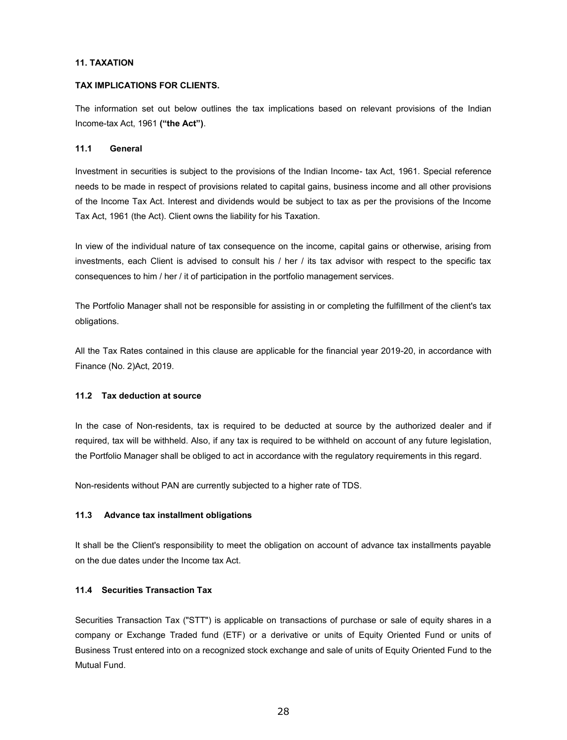## 11. TAXATION

### TAX IMPLICATIONS FOR CLIENTS.

The information set out below outlines the tax implications based on relevant provisions of the Indian Income-tax Act, 1961 **("the Act")**.

### 11.1 General

Investment in securities is subject to the provisions of the Indian Income- tax Act, 1961. Special reference needs to be made in respect of provisions related to capital gains, business income and all other provisions of the Income Tax Act. Interest and dividends would be subject to tax as per the provisions of the Income Tax Act, 1961 (the Act). Client owns the liability for his Taxation.

In view of the individual nature of tax consequence on the income, capital gains or otherwise, arising from investments, each Client is advised to consult his / her / its tax advisor with respect to the specific tax consequences to him / her / it of participation in the portfolio management services.

The Portfolio Manager shall not be responsible for assisting in or completing the fulfillment of the client's tax obligations.

All the Tax Rates contained in this clause are applicable for the financial year 2019-20, in accordance with Finance (No. 2)Act, 2019.

### 11.2 Tax deduction at source

In the case of Non-residents, tax is required to be deducted at source by the authorized dealer and if required, tax will be withheld. Also, if any tax is required to be withheld on account of any future legislation, the Portfolio Manager shall be obliged to act in accordance with the regulatory requirements in this regard.

Non-residents without PAN are currently subjected to a higher rate of TDS.

### 11.3 Advance tax installment obligations

It shall be the Client's responsibility to meet the obligation on account of advance tax installments payable on the due dates under the Income tax Act.

### 11.4 Securities Transaction Tax

Securities Transaction Tax ("STT") is applicable on transactions of purchase or sale of equity shares in a company or Exchange Traded fund (ETF) or a derivative or units of Equity Oriented Fund or units of Business Trust entered into on a recognized stock exchange and sale of units of Equity Oriented Fund to the Mutual Fund.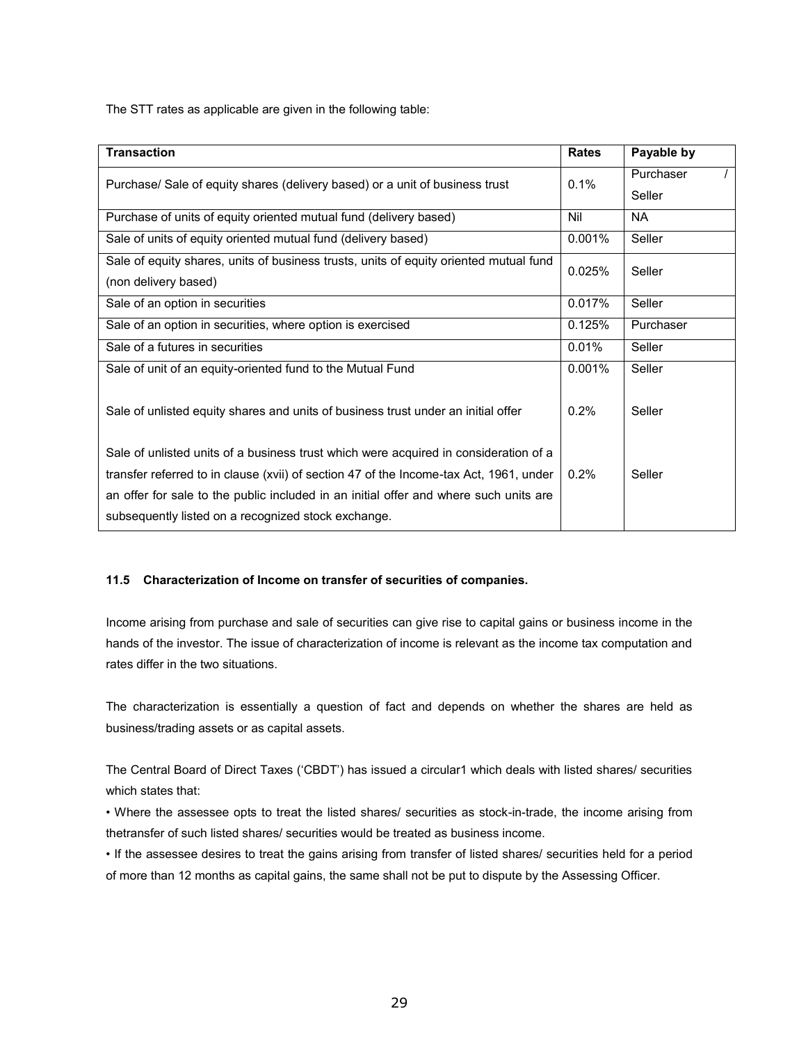The STT rates as applicable are given in the following table:

| Transaction | Rates | Payable by |
|---|---|---|
| Purchase/ Sale of equity shares (delivery based) or a unit of business trust | 0.1% | Purchaser / Seller |
| Purchase of units of equity oriented mutual fund (delivery based) | Nil | NA |
| Sale of units of equity oriented mutual fund (delivery based) | 0.001% | Seller |
| Sale of equity shares, units of business trusts, units of equity oriented mutual fund (non delivery based) | 0.025% | Seller |
| Sale of an option in securities | 0.017% | Seller |
| Sale of an option in securities, where option is exercised | 0.125% | Purchaser |
| Sale of a futures in securities | 0.01% | Seller |
| Sale of unit of an equity-oriented fund to the Mutual Fund | 0.001% | Seller |
| Sale of unlisted equity shares and units of business trust under an initial offer | 0.2% | Seller |
| Sale of unlisted units of a business trust which were acquired in consideration of a transfer referred to in clause (xvii) of section 47 of the Income-tax Act, 1961, under an offer for sale to the public included in an initial offer and where such units are subsequently listed on a recognized stock exchange. | 0.2% | Seller |

#### 11.5 Characterization of Income on transfer of securities of companies.

Income arising from purchase and sale of securities can give rise to capital gains or business income in the hands of the investor. The issue of characterization of income is relevant as the income tax computation and rates differ in the two situations.

The characterization is essentially a question of fact and depends on whether the shares are held as business/trading assets or as capital assets.

The Central Board of Direct Taxes ('CBDT') has issued a circular[1] which deals with listed shares/ securities which states that:

- Where the assessee opts to treat the listed shares/ securities as stock-in-trade, the income arising from thetransfer of such listed shares/ securities would be treated as business income.
- If the assessee desires to treat the gains arising from transfer of listed shares/ securities held for a period of more than 12 months as capital gains, the same shall not be put to dispute by the Assessing Officer.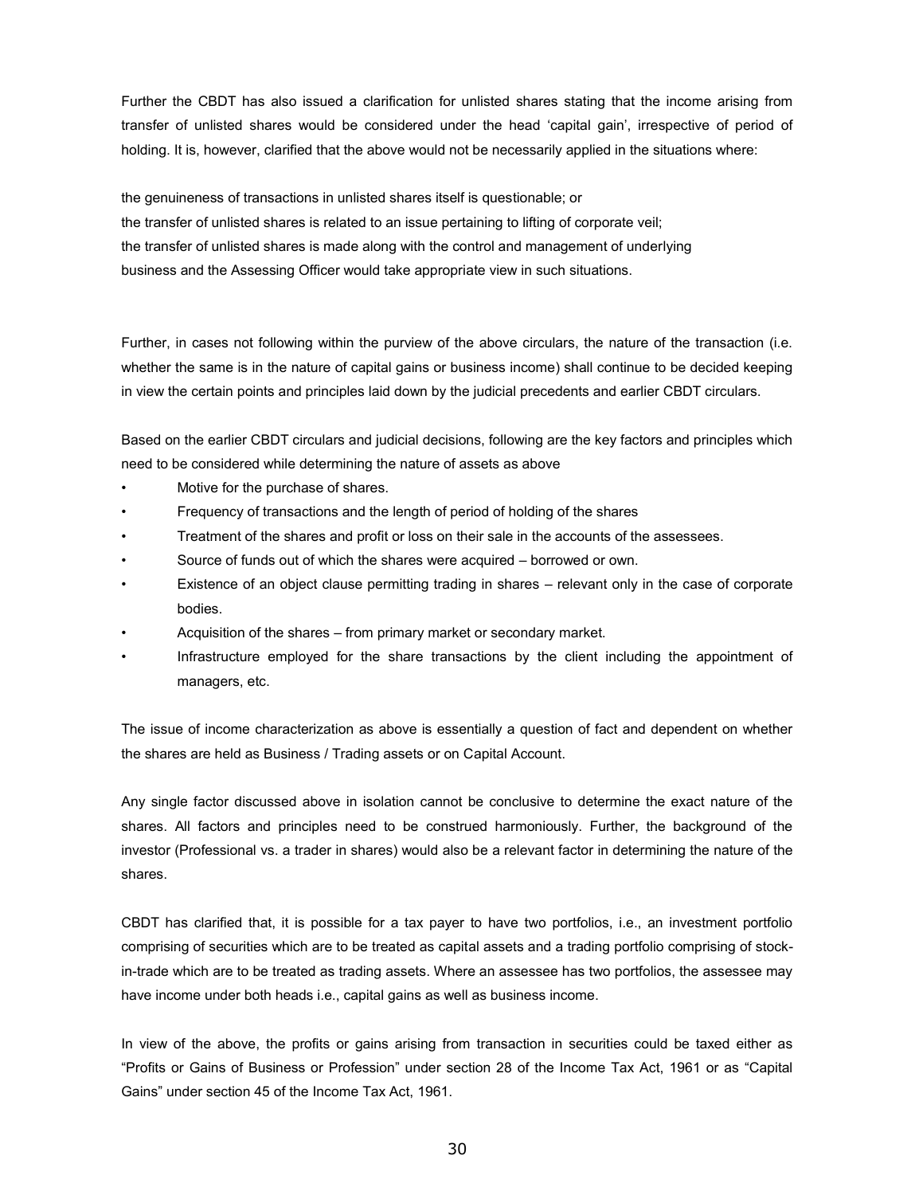Further the CBDT has also issued a clarification for unlisted shares stating that the income arising from transfer of unlisted shares would be considered under the head 'capital gain', irrespective of period of holding. It is, however, clarified that the above would not be necessarily applied in the situations where:

the genuineness of transactions in unlisted shares itself is questionable; or
the transfer of unlisted shares is related to an issue pertaining to lifting of corporate veil;
the transfer of unlisted shares is made along with the control and management of underlying business and the Assessing Officer would take appropriate view in such situations.

Further, in cases not following within the purview of the above circulars, the nature of the transaction (i.e. whether the same is in the nature of capital gains or business income) shall continue to be decided keeping in view the certain points and principles laid down by the judicial precedents and earlier CBDT circulars.

Based on the earlier CBDT circulars and judicial decisions, following are the key factors and principles which need to be considered while determining the nature of assets as above

- Motive for the purchase of shares.
- Frequency of transactions and the length of period of holding of the shares
- Treatment of the shares and profit or loss on their sale in the accounts of the assessees.
- Source of funds out of which the shares were acquired – borrowed or own.
- Existence of an object clause permitting trading in shares – relevant only in the case of corporate bodies.
- Acquisition of the shares – from primary market or secondary market.
- Infrastructure employed for the share transactions by the client including the appointment of managers, etc.

The issue of income characterization as above is essentially a question of fact and dependent on whether the shares are held as Business / Trading assets or on Capital Account.

Any single factor discussed above in isolation cannot be conclusive to determine the exact nature of the shares. All factors and principles need to be construed harmoniously. Further, the background of the investor (Professional vs. a trader in shares) would also be a relevant factor in determining the nature of the shares.

CBDT has clarified that, it is possible for a tax payer to have two portfolios, i.e., an investment portfolio comprising of securities which are to be treated as capital assets and a trading portfolio comprising of stock-in-trade which are to be treated as trading assets. Where an assessee has two portfolios, the assessee may have income under both heads i.e., capital gains as well as business income.

In view of the above, the profits or gains arising from transaction in securities could be taxed either as "Profits or Gains of Business or Profession" under section 28 of the Income Tax Act, 1961 or as "Capital Gains" under section 45 of the Income Tax Act, 1961.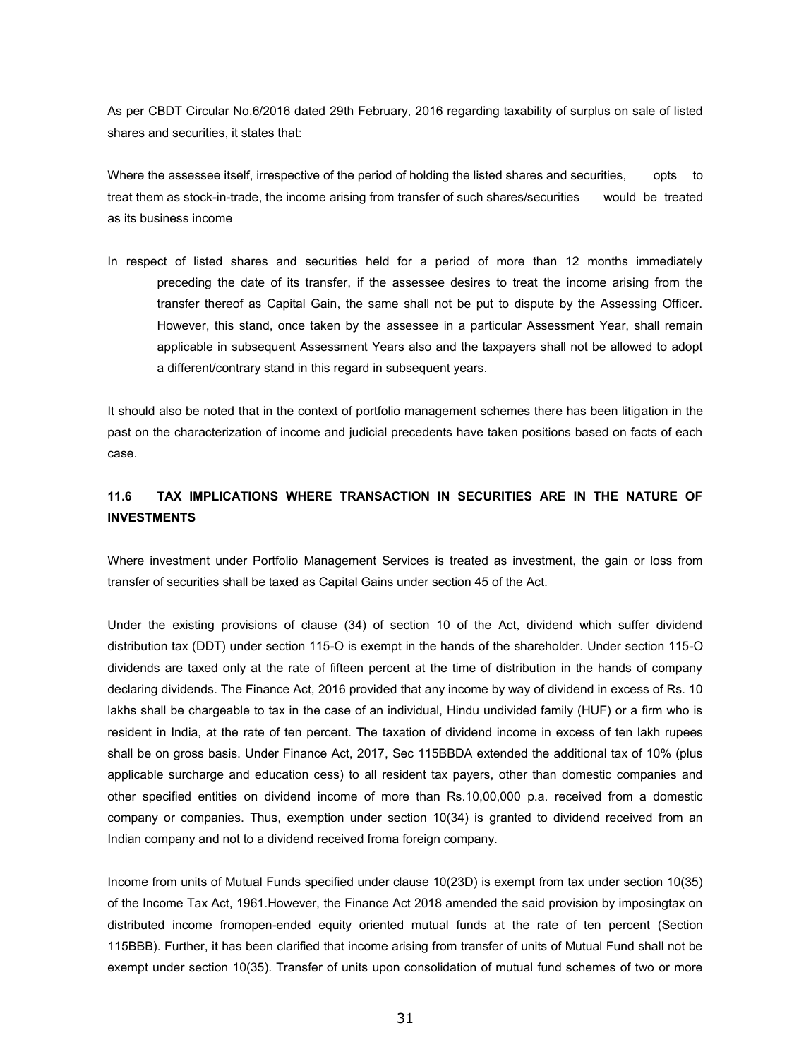As per CBDT Circular No.6/2016 dated 29th February, 2016 regarding taxability of surplus on sale of listed shares and securities, it states that:

Where the assessee itself, irrespective of the period of holding the listed shares and securities, opts to treat them as stock-in-trade, the income arising from transfer of such shares/securities would be treated as its business income

In respect of listed shares and securities held for a period of more than 12 months immediately preceding the date of its transfer, if the assessee desires to treat the income arising from the transfer thereof as Capital Gain, the same shall not be put to dispute by the Assessing Officer. However, this stand, once taken by the assessee in a particular Assessment Year, shall remain applicable in subsequent Assessment Years also and the taxpayers shall not be allowed to adopt a different/contrary stand in this regard in subsequent years.

It should also be noted that in the context of portfolio management schemes there has been litigation in the past on the characterization of income and judicial precedents have taken positions based on facts of each case.

## 11.6 TAX IMPLICATIONS WHERE TRANSACTION IN SECURITIES ARE IN THE NATURE OF INVESTMENTS

Where investment under Portfolio Management Services is treated as investment, the gain or loss from transfer of securities shall be taxed as Capital Gains under section 45 of the Act.

Under the existing provisions of clause (34) of section 10 of the Act, dividend which suffer dividend distribution tax (DDT) under section 115-O is exempt in the hands of the shareholder. Under section 115-O dividends are taxed only at the rate of fifteen percent at the time of distribution in the hands of company declaring dividends. The Finance Act, 2016 provided that any income by way of dividend in excess of Rs. 10 lakhs shall be chargeable to tax in the case of an individual, Hindu undivided family (HUF) or a firm who is resident in India, at the rate of ten percent. The taxation of dividend income in excess of ten lakh rupees shall be on gross basis. Under Finance Act, 2017, Sec 115BBDA extended the additional tax of 10% (plus applicable surcharge and education cess) to all resident tax payers, other than domestic companies and other specified entities on dividend income of more than Rs.10,00,000 p.a. received from a domestic company or companies. Thus, exemption under section 10(34) is granted to dividend received from an Indian company and not to a dividend received froma foreign company.

Income from units of Mutual Funds specified under clause 10(23D) is exempt from tax under section 10(35) of the Income Tax Act, 1961.However, the Finance Act 2018 amended the said provision by imposingtax on distributed income fromopen-ended equity oriented mutual funds at the rate of ten percent (Section 115BBB). Further, it has been clarified that income arising from transfer of units of Mutual Fund shall not be exempt under section 10(35). Transfer of units upon consolidation of mutual fund schemes of two or more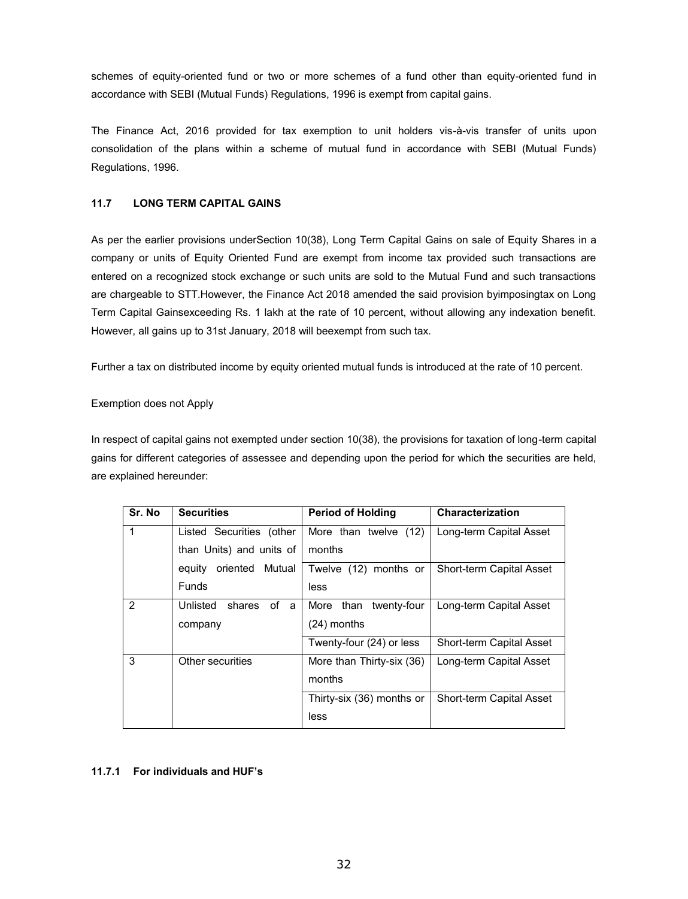schemes of equity-oriented fund or two or more schemes of a fund other than equity-oriented fund in accordance with SEBI (Mutual Funds) Regulations, 1996 is exempt from capital gains.

The Finance Act, 2016 provided for tax exemption to unit holders vis-à-vis transfer of units upon consolidation of the plans within a scheme of mutual fund in accordance with SEBI (Mutual Funds) Regulations, 1996.

### 11.7 LONG TERM CAPITAL GAINS

As per the earlier provisions underSection 10(38), Long Term Capital Gains on sale of Equity Shares in a company or units of Equity Oriented Fund are exempt from income tax provided such transactions are entered on a recognized stock exchange or such units are sold to the Mutual Fund and such transactions are chargeable to STT.However, the Finance Act 2018 amended the said provision byimposingtax on Long Term Capital Gainsexceeding Rs. 1 lakh at the rate of 10 percent, without allowing any indexation benefit. However, all gains up to 31st January, 2018 will beexempt from such tax.

Further a tax on distributed income by equity oriented mutual funds is introduced at the rate of 10 percent.

Exemption does not Apply

In respect of capital gains not exempted under section 10(38), the provisions for taxation of long-term capital gains for different categories of assessee and depending upon the period for which the securities are held, are explained hereunder:

| Sr. No | Securities | Period of Holding | Characterization |
|---|---|---|---|
| 1 | Listed Securities (other than Units) and units of equity oriented Mutual Funds | More than twelve (12) months | Long-term Capital Asset |
| | | Twelve (12) months or less | Short-term Capital Asset |
| 2 | Unlisted shares of a company | More than twenty-four (24) months | Long-term Capital Asset |
| | | Twenty-four (24) or less | Short-term Capital Asset |
| 3 | Other securities | More than Thirty-six (36) months | Long-term Capital Asset |
| | | Thirty-six (36) months or less | Short-term Capital Asset |

#### 11.7.1 For individuals and HUF's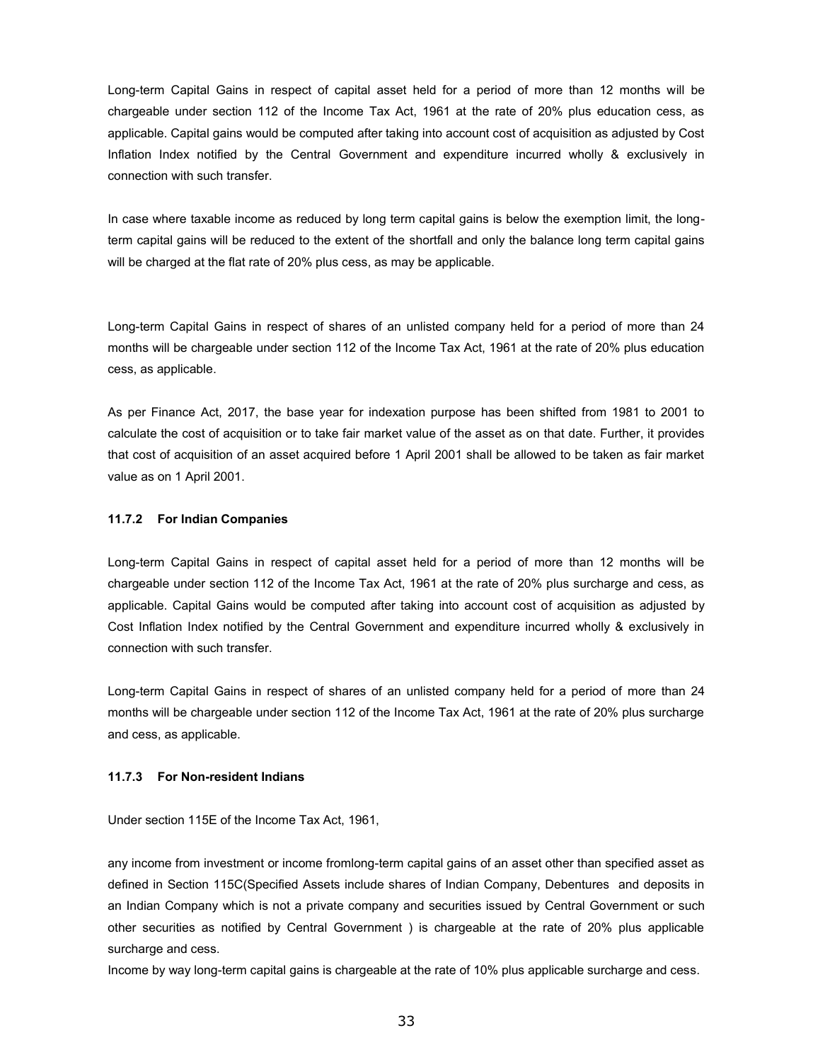Long-term Capital Gains in respect of capital asset held for a period of more than 12 months will be chargeable under section 112 of the Income Tax Act, 1961 at the rate of 20% plus education cess, as applicable. Capital gains would be computed after taking into account cost of acquisition as adjusted by Cost Inflation Index notified by the Central Government and expenditure incurred wholly & exclusively in connection with such transfer.

In case where taxable income as reduced by long term capital gains is below the exemption limit, the long-term capital gains will be reduced to the extent of the shortfall and only the balance long term capital gains will be charged at the flat rate of 20% plus cess, as may be applicable.

Long-term Capital Gains in respect of shares of an unlisted company held for a period of more than 24 months will be chargeable under section 112 of the Income Tax Act, 1961 at the rate of 20% plus education cess, as applicable.

As per Finance Act, 2017, the base year for indexation purpose has been shifted from 1981 to 2001 to calculate the cost of acquisition or to take fair market value of the asset as on that date. Further, it provides that cost of acquisition of an asset acquired before 1 April 2001 shall be allowed to be taken as fair market value as on 1 April 2001.

#### 11.7.2 For Indian Companies

Long-term Capital Gains in respect of capital asset held for a period of more than 12 months will be chargeable under section 112 of the Income Tax Act, 1961 at the rate of 20% plus surcharge and cess, as applicable. Capital Gains would be computed after taking into account cost of acquisition as adjusted by Cost Inflation Index notified by the Central Government and expenditure incurred wholly & exclusively in connection with such transfer.

Long-term Capital Gains in respect of shares of an unlisted company held for a period of more than 24 months will be chargeable under section 112 of the Income Tax Act, 1961 at the rate of 20% plus surcharge and cess, as applicable.

#### 11.7.3 For Non-resident Indians

Under section 115E of the Income Tax Act, 1961,

any income from investment or income fromlong-term capital gains of an asset other than specified asset as defined in Section 115C(Specified Assets include shares of Indian Company, Debentures and deposits in an Indian Company which is not a private company and securities issued by Central Government or such other securities as notified by Central Government ) is chargeable at the rate of 20% plus applicable surcharge and cess.
Income by way long-term capital gains is chargeable at the rate of 10% plus applicable surcharge and cess.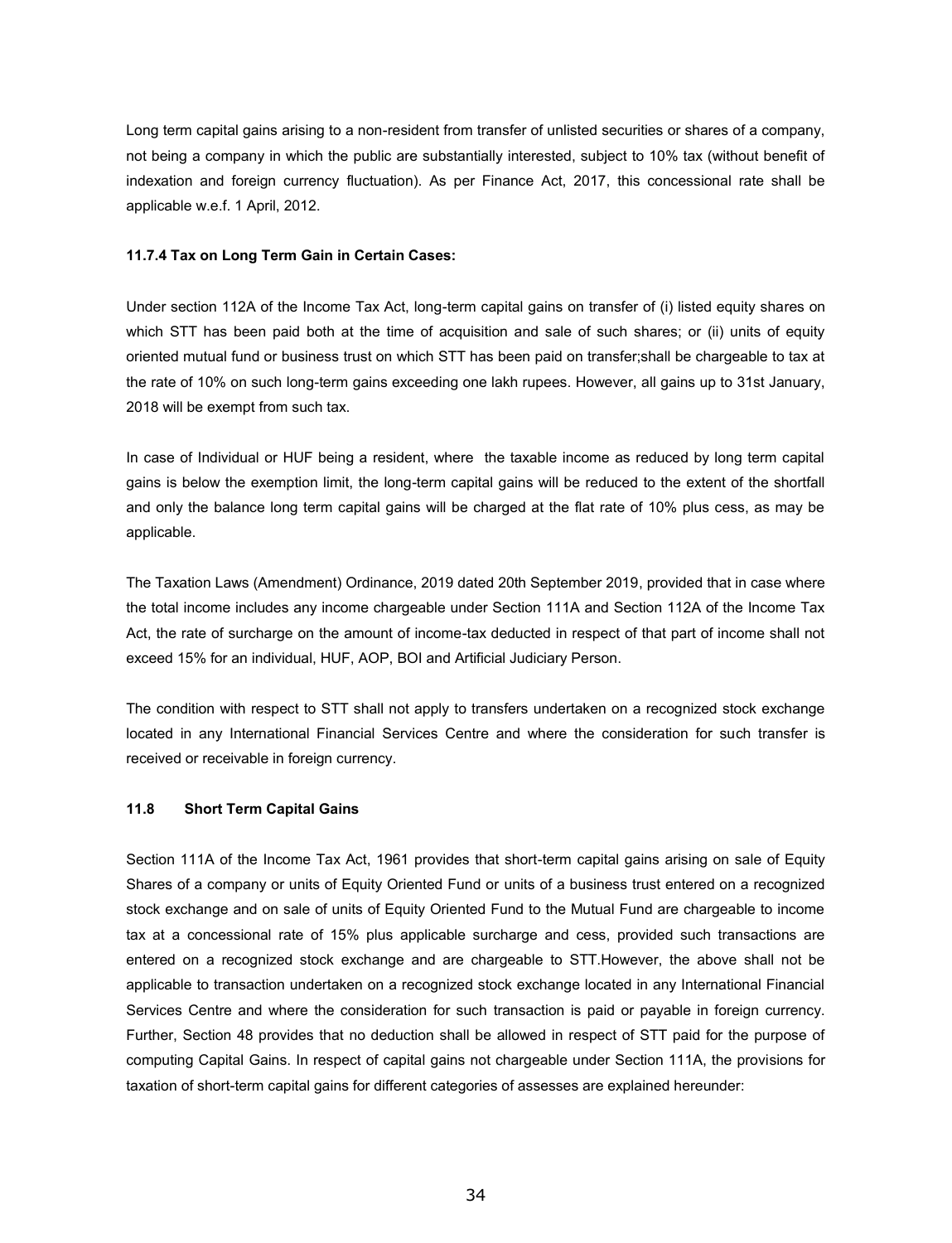Long term capital gains arising to a non-resident from transfer of unlisted securities or shares of a company, not being a company in which the public are substantially interested, subject to 10% tax (without benefit of indexation and foreign currency fluctuation). As per Finance Act, 2017, this concessional rate shall be applicable w.e.f. 1 April, 2012.

#### 11.7.4 Tax on Long Term Gain in Certain Cases:

Under section 112A of the Income Tax Act, long-term capital gains on transfer of (i) listed equity shares on which STT has been paid both at the time of acquisition and sale of such shares; or (ii) units of equity oriented mutual fund or business trust on which STT has been paid on transfer;shall be chargeable to tax at the rate of 10% on such long-term gains exceeding one lakh rupees. However, all gains up to 31st January, 2018 will be exempt from such tax.

In case of Individual or HUF being a resident, where the taxable income as reduced by long term capital gains is below the exemption limit, the long-term capital gains will be reduced to the extent of the shortfall and only the balance long term capital gains will be charged at the flat rate of 10% plus cess, as may be applicable.

The Taxation Laws (Amendment) Ordinance, 2019 dated 20th September 2019, provided that in case where the total income includes any income chargeable under Section 111A and Section 112A of the Income Tax Act, the rate of surcharge on the amount of income-tax deducted in respect of that part of income shall not exceed 15% for an individual, HUF, AOP, BOI and Artificial Judiciary Person.

The condition with respect to STT shall not apply to transfers undertaken on a recognized stock exchange located in any International Financial Services Centre and where the consideration for such transfer is received or receivable in foreign currency.

### 11.8 Short Term Capital Gains

Section 111A of the Income Tax Act, 1961 provides that short-term capital gains arising on sale of Equity Shares of a company or units of Equity Oriented Fund or units of a business trust entered on a recognized stock exchange and on sale of units of Equity Oriented Fund to the Mutual Fund are chargeable to income tax at a concessional rate of 15% plus applicable surcharge and cess, provided such transactions are entered on a recognized stock exchange and are chargeable to STT.However, the above shall not be applicable to transaction undertaken on a recognized stock exchange located in any International Financial Services Centre and where the consideration for such transaction is paid or payable in foreign currency. Further, Section 48 provides that no deduction shall be allowed in respect of STT paid for the purpose of computing Capital Gains. In respect of capital gains not chargeable under Section 111A, the provisions for taxation of short-term capital gains for different categories of assesses are explained hereunder: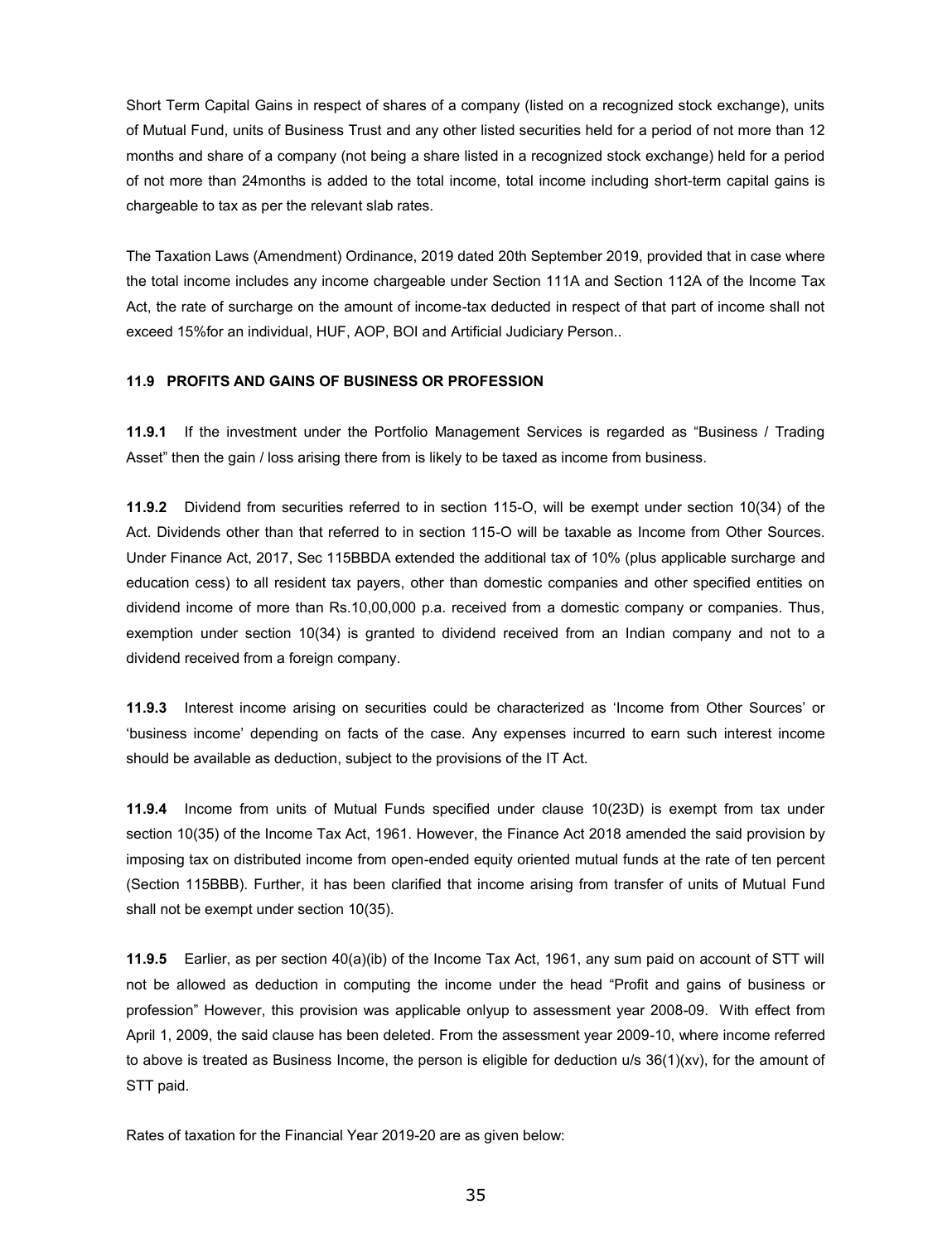Short Term Capital Gains in respect of shares of a company (listed on a recognized stock exchange), units of Mutual Fund, units of Business Trust and any other listed securities held for a period of not more than 12 months and share of a company (not being a share listed in a recognized stock exchange) held for a period of not more than 24months is added to the total income, total income including short-term capital gains is chargeable to tax as per the relevant slab rates.

The Taxation Laws (Amendment) Ordinance, 2019 dated 20th September 2019, provided that in case where the total income includes any income chargeable under Section 111A and Section 112A of the Income Tax Act, the rate of surcharge on the amount of income-tax deducted in respect of that part of income shall not exceed 15%for an individual, HUF, AOP, BOI and Artificial Judiciary Person..

### 11.9 PROFITS AND GAINS OF BUSINESS OR PROFESSION

**11.9.1** If the investment under the Portfolio Management Services is regarded as "Business / Trading Asset" then the gain / loss arising there from is likely to be taxed as income from business.

**11.9.2** Dividend from securities referred to in section 115-O, will be exempt under section 10(34) of the Act. Dividends other than that referred to in section 115-O will be taxable as Income from Other Sources. Under Finance Act, 2017, Sec 115BBDA extended the additional tax of 10% (plus applicable surcharge and education cess) to all resident tax payers, other than domestic companies and other specified entities on dividend income of more than Rs.10,00,000 p.a. received from a domestic company or companies. Thus, exemption under section 10(34) is granted to dividend received from an Indian company and not to a dividend received from a foreign company.

**11.9.3** Interest income arising on securities could be characterized as 'Income from Other Sources' or 'business income' depending on facts of the case. Any expenses incurred to earn such interest income should be available as deduction, subject to the provisions of the IT Act.

**11.9.4** Income from units of Mutual Funds specified under clause 10(23D) is exempt from tax under section 10(35) of the Income Tax Act, 1961. However, the Finance Act 2018 amended the said provision by imposing tax on distributed income from open-ended equity oriented mutual funds at the rate of ten percent (Section 115BBB). Further, it has been clarified that income arising from transfer of units of Mutual Fund shall not be exempt under section 10(35).

**11.9.5** Earlier, as per section 40(a)(ib) of the Income Tax Act, 1961, any sum paid on account of STT will not be allowed as deduction in computing the income under the head "Profit and gains of business or profession" However, this provision was applicable onlyup to assessment year 2008-09. With effect from April 1, 2009, the said clause has been deleted. From the assessment year 2009-10, where income referred to above is treated as Business Income, the person is eligible for deduction u/s 36(1)(xv), for the amount of STT paid.

Rates of taxation for the Financial Year 2019-20 are as given below: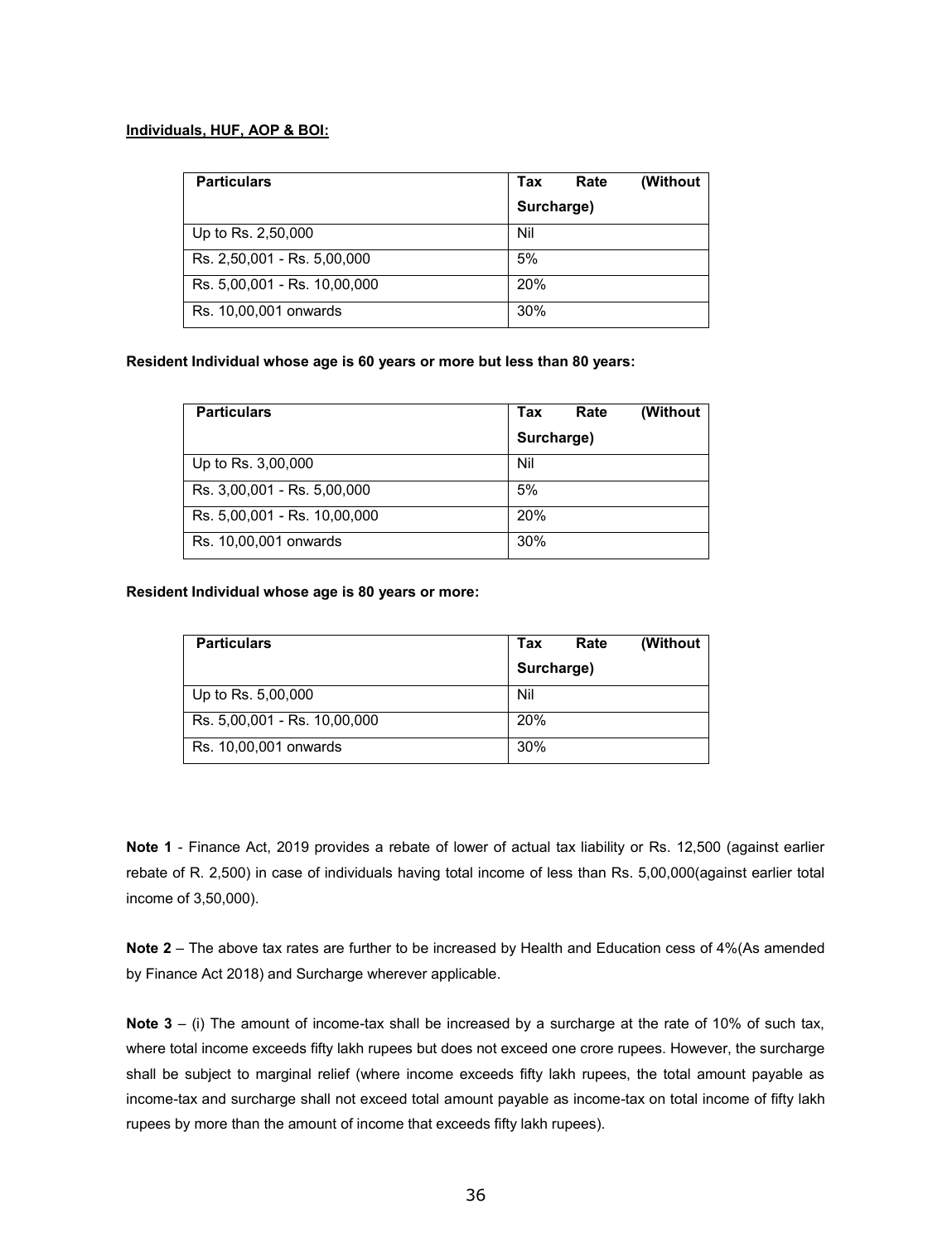**Individuals, HUF, AOP & BOI:**

| Particulars | Tax Rate (Without Surcharge) |
|---|---|
| Up to Rs. 2,50,000 | Nil |
| Rs. 2,50,001 - Rs. 5,00,000 | 5% |
| Rs. 5,00,001 - Rs. 10,00,000 | 20% |
| Rs. 10,00,001 onwards | 30% |

**Resident Individual whose age is 60 years or more but less than 80 years:**

| Particulars | Tax Rate (Without Surcharge) |
|---|---|
| Up to Rs. 3,00,000 | Nil |
| Rs. 3,00,001 - Rs. 5,00,000 | 5% |
| Rs. 5,00,001 - Rs. 10,00,000 | 20% |
| Rs. 10,00,001 onwards | 30% |

**Resident Individual whose age is 80 years or more:**

| Particulars | Tax Rate (Without Surcharge) |
|---|---|
| Up to Rs. 5,00,000 | Nil |
| Rs. 5,00,001 - Rs. 10,00,000 | 20% |
| Rs. 10,00,001 onwards | 30% |

**Note 1** - Finance Act, 2019 provides a rebate of lower of actual tax liability or Rs. 12,500 (against earlier rebate of R. 2,500) in case of individuals having total income of less than Rs. 5,00,000(against earlier total income of 3,50,000).

**Note 2** – The above tax rates are further to be increased by Health and Education cess of 4%(As amended by Finance Act 2018) and Surcharge wherever applicable.

**Note 3** – (i) The amount of income-tax shall be increased by a surcharge at the rate of 10% of such tax, where total income exceeds fifty lakh rupees but does not exceed one crore rupees. However, the surcharge shall be subject to marginal relief (where income exceeds fifty lakh rupees, the total amount payable as income-tax and surcharge shall not exceed total amount payable as income-tax on total income of fifty lakh rupees by more than the amount of income that exceeds fifty lakh rupees).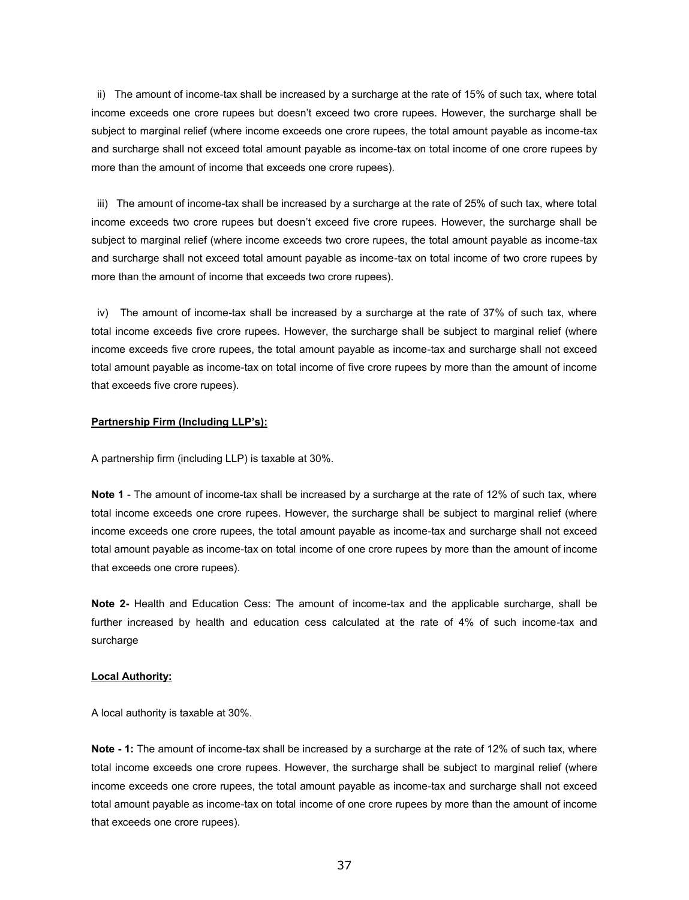ii) The amount of income-tax shall be increased by a surcharge at the rate of 15% of such tax, where total income exceeds one crore rupees but doesn't exceed two crore rupees. However, the surcharge shall be subject to marginal relief (where income exceeds one crore rupees, the total amount payable as income-tax and surcharge shall not exceed total amount payable as income-tax on total income of one crore rupees by more than the amount of income that exceeds one crore rupees).

iii) The amount of income-tax shall be increased by a surcharge at the rate of 25% of such tax, where total income exceeds two crore rupees but doesn't exceed five crore rupees. However, the surcharge shall be subject to marginal relief (where income exceeds two crore rupees, the total amount payable as income-tax and surcharge shall not exceed total amount payable as income-tax on total income of two crore rupees by more than the amount of income that exceeds two crore rupees).

iv) The amount of income-tax shall be increased by a surcharge at the rate of 37% of such tax, where total income exceeds five crore rupees. However, the surcharge shall be subject to marginal relief (where income exceeds five crore rupees, the total amount payable as income-tax and surcharge shall not exceed total amount payable as income-tax on total income of five crore rupees by more than the amount of income that exceeds five crore rupees).

**Partnership Firm (Including LLP's):**

A partnership firm (including LLP) is taxable at 30%.

**Note 1** - The amount of income-tax shall be increased by a surcharge at the rate of 12% of such tax, where total income exceeds one crore rupees. However, the surcharge shall be subject to marginal relief (where income exceeds one crore rupees, the total amount payable as income-tax and surcharge shall not exceed total amount payable as income-tax on total income of one crore rupees by more than the amount of income that exceeds one crore rupees).

**Note 2-** Health and Education Cess: The amount of income-tax and the applicable surcharge, shall be further increased by health and education cess calculated at the rate of 4% of such income-tax and surcharge

**Local Authority:**

A local authority is taxable at 30%.

**Note - 1:** The amount of income-tax shall be increased by a surcharge at the rate of 12% of such tax, where total income exceeds one crore rupees. However, the surcharge shall be subject to marginal relief (where income exceeds one crore rupees, the total amount payable as income-tax and surcharge shall not exceed total amount payable as income-tax on total income of one crore rupees by more than the amount of income that exceeds one crore rupees).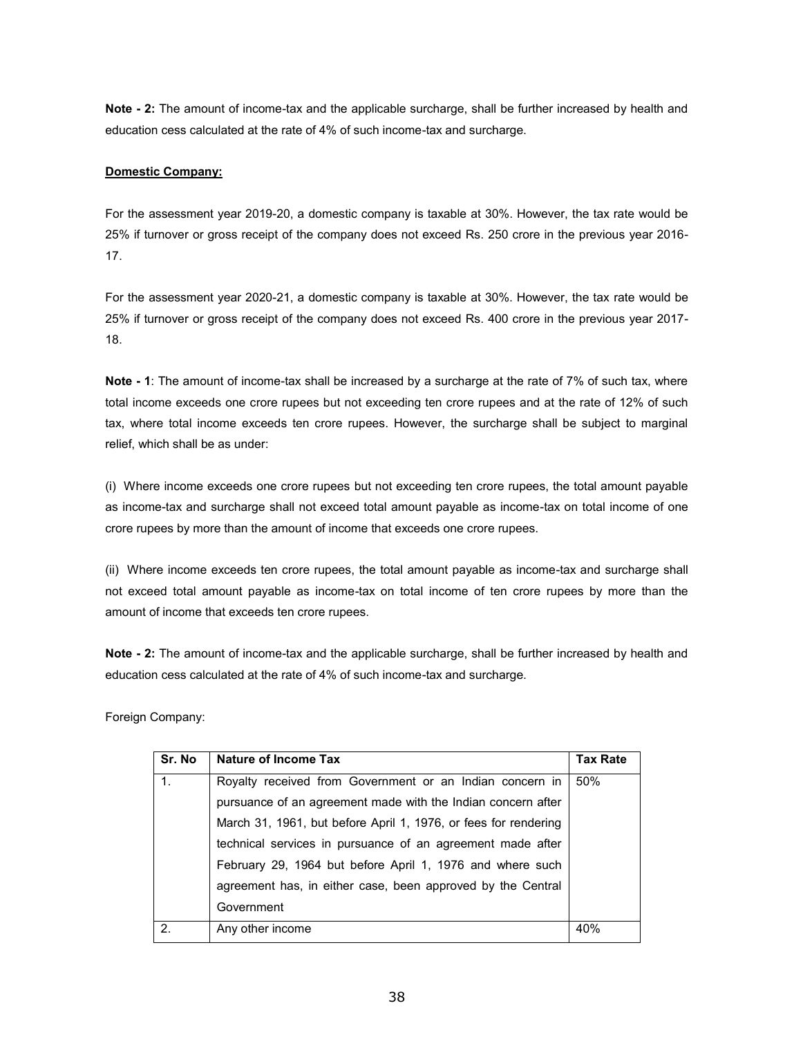**Note - 2:** The amount of income-tax and the applicable surcharge, shall be further increased by health and education cess calculated at the rate of 4% of such income-tax and surcharge.

**Domestic Company:**

For the assessment year 2019-20, a domestic company is taxable at 30%. However, the tax rate would be 25% if turnover or gross receipt of the company does not exceed Rs. 250 crore in the previous year 2016-17.

For the assessment year 2020-21, a domestic company is taxable at 30%. However, the tax rate would be 25% if turnover or gross receipt of the company does not exceed Rs. 400 crore in the previous year 2017-18.

**Note - 1**: The amount of income-tax shall be increased by a surcharge at the rate of 7% of such tax, where total income exceeds one crore rupees but not exceeding ten crore rupees and at the rate of 12% of such tax, where total income exceeds ten crore rupees. However, the surcharge shall be subject to marginal relief, which shall be as under:

(i) Where income exceeds one crore rupees but not exceeding ten crore rupees, the total amount payable as income-tax and surcharge shall not exceed total amount payable as income-tax on total income of one crore rupees by more than the amount of income that exceeds one crore rupees.

(ii) Where income exceeds ten crore rupees, the total amount payable as income-tax and surcharge shall not exceed total amount payable as income-tax on total income of ten crore rupees by more than the amount of income that exceeds ten crore rupees.

**Note - 2:** The amount of income-tax and the applicable surcharge, shall be further increased by health and education cess calculated at the rate of 4% of such income-tax and surcharge.

Foreign Company:

| Sr. No | Nature of Income Tax | Tax Rate |
|---|---|---|
| 1. | Royalty received from Government or an Indian concern in pursuance of an agreement made with the Indian concern after March 31, 1961, but before April 1, 1976, or fees for rendering technical services in pursuance of an agreement made after February 29, 1964 but before April 1, 1976 and where such agreement has, in either case, been approved by the Central Government | 50% |
| 2. | Any other income | 40% |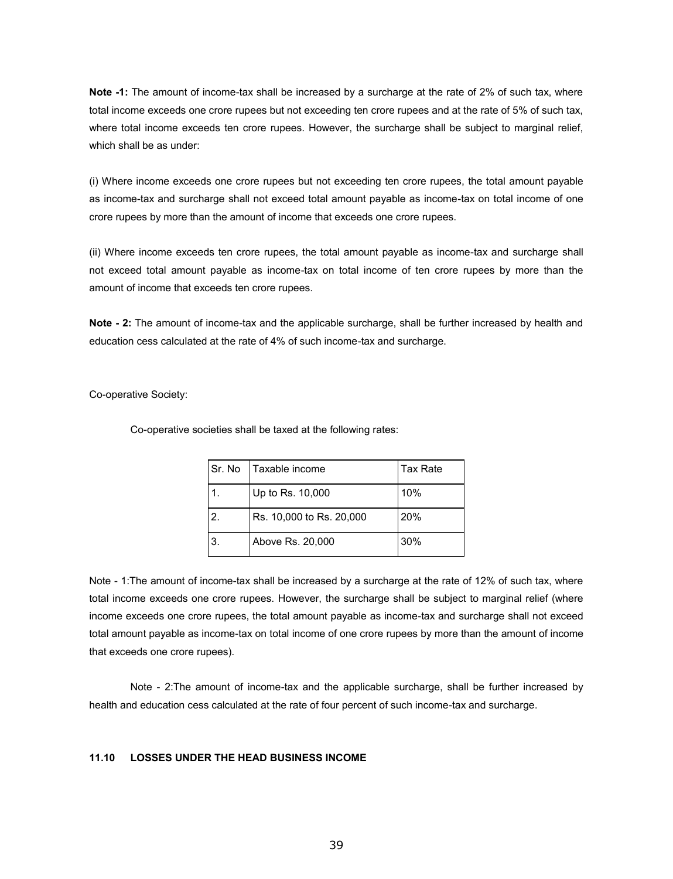**Note -1:** The amount of income-tax shall be increased by a surcharge at the rate of 2% of such tax, where total income exceeds one crore rupees but not exceeding ten crore rupees and at the rate of 5% of such tax, where total income exceeds ten crore rupees. However, the surcharge shall be subject to marginal relief, which shall be as under:

(i) Where income exceeds one crore rupees but not exceeding ten crore rupees, the total amount payable as income-tax and surcharge shall not exceed total amount payable as income-tax on total income of one crore rupees by more than the amount of income that exceeds one crore rupees.

(ii) Where income exceeds ten crore rupees, the total amount payable as income-tax and surcharge shall not exceed total amount payable as income-tax on total income of ten crore rupees by more than the amount of income that exceeds ten crore rupees.

**Note - 2:** The amount of income-tax and the applicable surcharge, shall be further increased by health and education cess calculated at the rate of 4% of such income-tax and surcharge.

Co-operative Society:

Co-operative societies shall be taxed at the following rates:

| Sr. No | Taxable income | Tax Rate |
|---|---|---|
| 1. | Up to Rs. 10,000 | 10% |
| 2. | Rs. 10,000 to Rs. 20,000 | 20% |
| 3. | Above Rs. 20,000 | 30% |

Note - 1:The amount of income-tax shall be increased by a surcharge at the rate of 12% of such tax, where total income exceeds one crore rupees. However, the surcharge shall be subject to marginal relief (where income exceeds one crore rupees, the total amount payable as income-tax and surcharge shall not exceed total amount payable as income-tax on total income of one crore rupees by more than the amount of income that exceeds one crore rupees).

Note - 2:The amount of income-tax and the applicable surcharge, shall be further increased by health and education cess calculated at the rate of four percent of such income-tax and surcharge.

### 11.10 LOSSES UNDER THE HEAD BUSINESS INCOME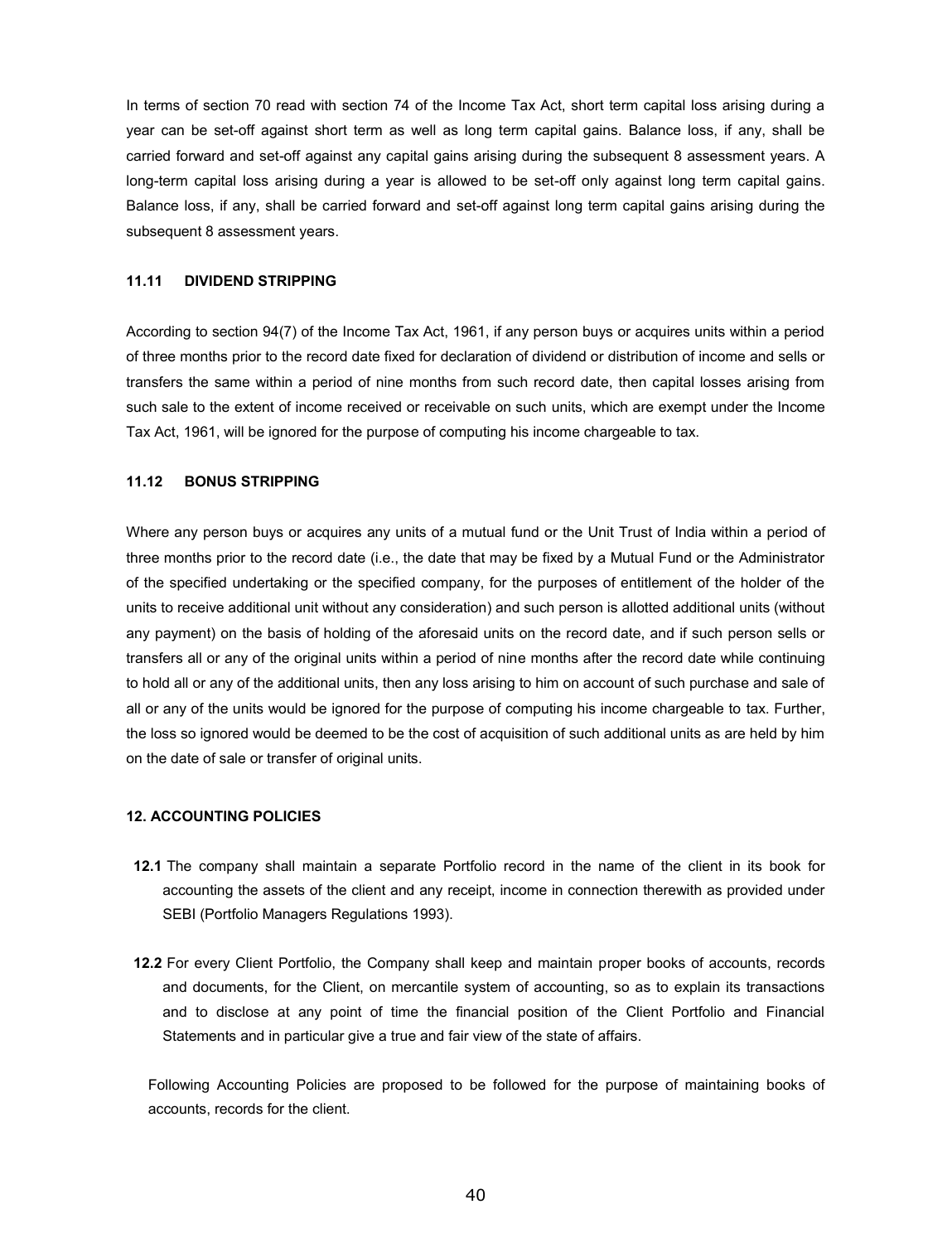In terms of section 70 read with section 74 of the Income Tax Act, short term capital loss arising during a year can be set-off against short term as well as long term capital gains. Balance loss, if any, shall be carried forward and set-off against any capital gains arising during the subsequent 8 assessment years. A long-term capital loss arising during a year is allowed to be set-off only against long term capital gains. Balance loss, if any, shall be carried forward and set-off against long term capital gains arising during the subsequent 8 assessment years.

### 11.11 DIVIDEND STRIPPING

According to section 94(7) of the Income Tax Act, 1961, if any person buys or acquires units within a period of three months prior to the record date fixed for declaration of dividend or distribution of income and sells or transfers the same within a period of nine months from such record date, then capital losses arising from such sale to the extent of income received or receivable on such units, which are exempt under the Income Tax Act, 1961, will be ignored for the purpose of computing his income chargeable to tax.

### 11.12 BONUS STRIPPING

Where any person buys or acquires any units of a mutual fund or the Unit Trust of India within a period of three months prior to the record date (i.e., the date that may be fixed by a Mutual Fund or the Administrator of the specified undertaking or the specified company, for the purposes of entitlement of the holder of the units to receive additional unit without any consideration) and such person is allotted additional units (without any payment) on the basis of holding of the aforesaid units on the record date, and if such person sells or transfers all or any of the original units within a period of nine months after the record date while continuing to hold all or any of the additional units, then any loss arising to him on account of such purchase and sale of all or any of the units would be ignored for the purpose of computing his income chargeable to tax. Further, the loss so ignored would be deemed to be the cost of acquisition of such additional units as are held by him on the date of sale or transfer of original units.

## 12. ACCOUNTING POLICIES

**12.1** The company shall maintain a separate Portfolio record in the name of the client in its book for accounting the assets of the client and any receipt, income in connection therewith as provided under SEBI (Portfolio Managers Regulations 1993).

**12.2** For every Client Portfolio, the Company shall keep and maintain proper books of accounts, records and documents, for the Client, on mercantile system of accounting, so as to explain its transactions and to disclose at any point of time the financial position of the Client Portfolio and Financial Statements and in particular give a true and fair view of the state of affairs.

Following Accounting Policies are proposed to be followed for the purpose of maintaining books of accounts, records for the client.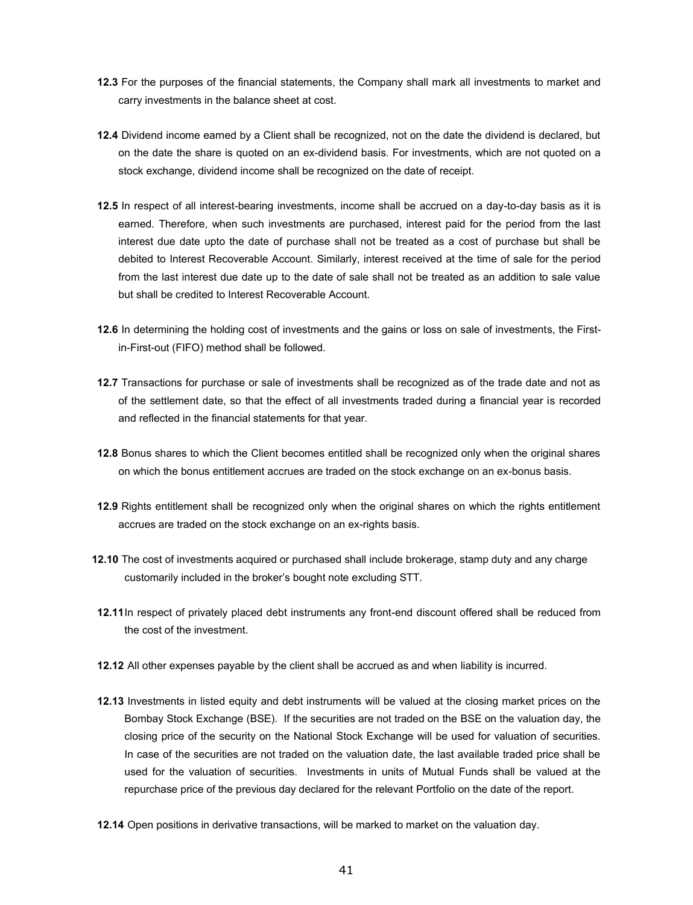**12.3** For the purposes of the financial statements, the Company shall mark all investments to market and carry investments in the balance sheet at cost.

**12.4** Dividend income earned by a Client shall be recognized, not on the date the dividend is declared, but on the date the share is quoted on an ex-dividend basis. For investments, which are not quoted on a stock exchange, dividend income shall be recognized on the date of receipt.

**12.5** In respect of all interest-bearing investments, income shall be accrued on a day-to-day basis as it is earned. Therefore, when such investments are purchased, interest paid for the period from the last interest due date upto the date of purchase shall not be treated as a cost of purchase but shall be debited to Interest Recoverable Account. Similarly, interest received at the time of sale for the period from the last interest due date up to the date of sale shall not be treated as an addition to sale value but shall be credited to Interest Recoverable Account.

**12.6** In determining the holding cost of investments and the gains or loss on sale of investments, the First-in-First-out (FIFO) method shall be followed.

**12.7** Transactions for purchase or sale of investments shall be recognized as of the trade date and not as of the settlement date, so that the effect of all investments traded during a financial year is recorded and reflected in the financial statements for that year.

**12.8** Bonus shares to which the Client becomes entitled shall be recognized only when the original shares on which the bonus entitlement accrues are traded on the stock exchange on an ex-bonus basis.

**12.9** Rights entitlement shall be recognized only when the original shares on which the rights entitlement accrues are traded on the stock exchange on an ex-rights basis.

**12.10** The cost of investments acquired or purchased shall include brokerage, stamp duty and any charge customarily included in the broker's bought note excluding STT.

**12.11** In respect of privately placed debt instruments any front-end discount offered shall be reduced from the cost of the investment.

**12.12** All other expenses payable by the client shall be accrued as and when liability is incurred.

**12.13** Investments in listed equity and debt instruments will be valued at the closing market prices on the Bombay Stock Exchange (BSE). If the securities are not traded on the BSE on the valuation day, the closing price of the security on the National Stock Exchange will be used for valuation of securities. In case of the securities are not traded on the valuation date, the last available traded price shall be used for the valuation of securities. Investments in units of Mutual Funds shall be valued at the repurchase price of the previous day declared for the relevant Portfolio on the date of the report.

**12.14** Open positions in derivative transactions, will be marked to market on the valuation day.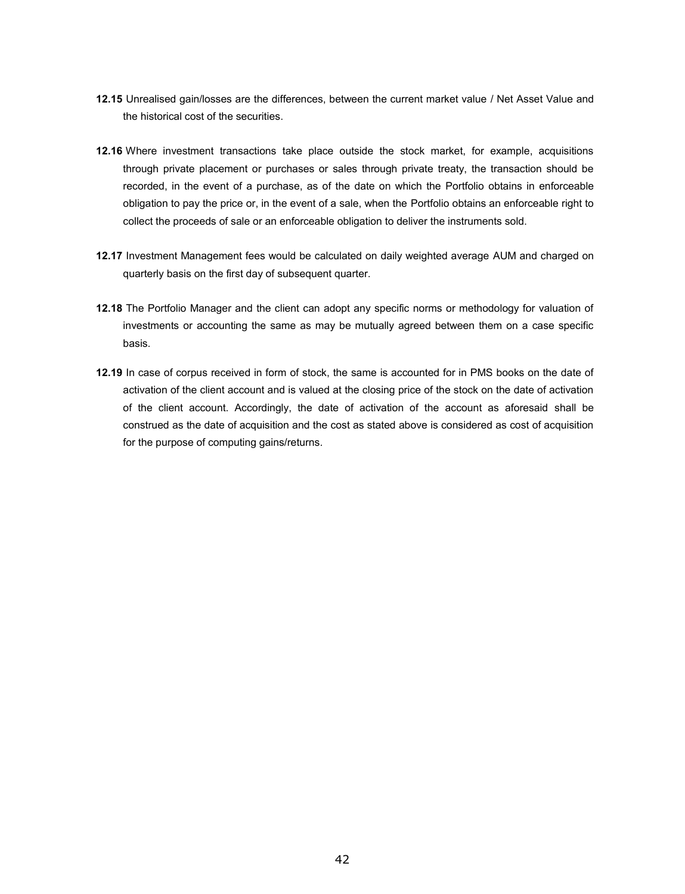**12.15** Unrealised gain/losses are the differences, between the current market value / Net Asset Value and the historical cost of the securities.

**12.16** Where investment transactions take place outside the stock market, for example, acquisitions through private placement or purchases or sales through private treaty, the transaction should be recorded, in the event of a purchase, as of the date on which the Portfolio obtains in enforceable obligation to pay the price or, in the event of a sale, when the Portfolio obtains an enforceable right to collect the proceeds of sale or an enforceable obligation to deliver the instruments sold.

**12.17** Investment Management fees would be calculated on daily weighted average AUM and charged on quarterly basis on the first day of subsequent quarter.

**12.18** The Portfolio Manager and the client can adopt any specific norms or methodology for valuation of investments or accounting the same as may be mutually agreed between them on a case specific basis.

**12.19** In case of corpus received in form of stock, the same is accounted for in PMS books on the date of activation of the client account and is valued at the closing price of the stock on the date of activation of the client account. Accordingly, the date of activation of the account as aforesaid shall be construed as the date of acquisition and the cost as stated above is considered as cost of acquisition for the purpose of computing gains/returns.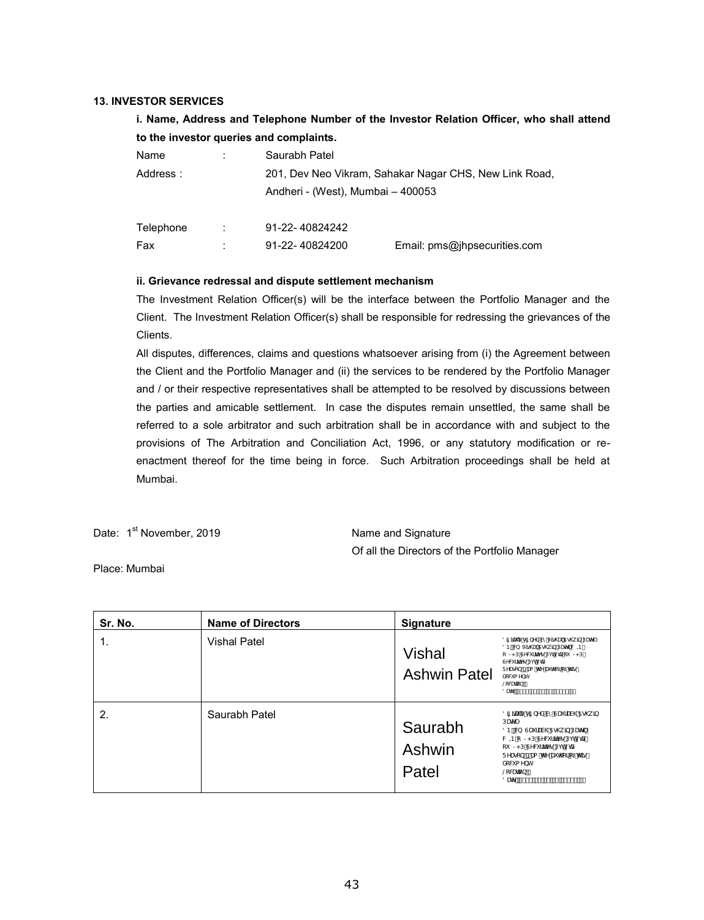### 13. INVESTOR SERVICES

**i. Name, Address and Telephone Number of the Investor Relation Officer, who shall attend to the investor queries and complaints.**

| | | | |
|---|---|---|---|
| Name | : | Saurabh Patel | |
| Address : | | 201, Dev Neo Vikram, Sahakar Nagar CHS, New Link Road, Andheri - (West), Mumbai – 400053 | |
| Telephone | : | 91-22- 40824242 | |
| Fax | : | 91-22- 40824200 | Email: pms@jhpsecurities.com |

**ii. Grievance redressal and dispute settlement mechanism**

The Investment Relation Officer(s) will be the interface between the Portfolio Manager and the Client. The Investment Relation Officer(s) shall be responsible for redressing the grievances of the Clients.

All disputes, differences, claims and questions whatsoever arising from (i) the Agreement between the Client and the Portfolio Manager and (ii) the services to be rendered by the Portfolio Manager and / or their respective representatives shall be attempted to be resolved by discussions between the parties and amicable settlement. In case the disputes remain unsettled, the same shall be referred to a sole arbitrator and such arbitration shall be in accordance with and subject to the provisions of The Arbitration and Conciliation Act, 1996, or any statutory modification or re-enactment thereof for the time being in force. Such Arbitration proceedings shall be held at Mumbai.

Date: 1st November, 2019

Name and Signature
Of all the Directors of the Portfolio Manager

Place: Mumbai

| Sr. No. | Name of Directors | Signature |
|---|---|---|
| 1. | Vishal Patel | Vishal Ashwin Patel |
| 2. | Saurabh Patel | Saurabh Ashwin Patel |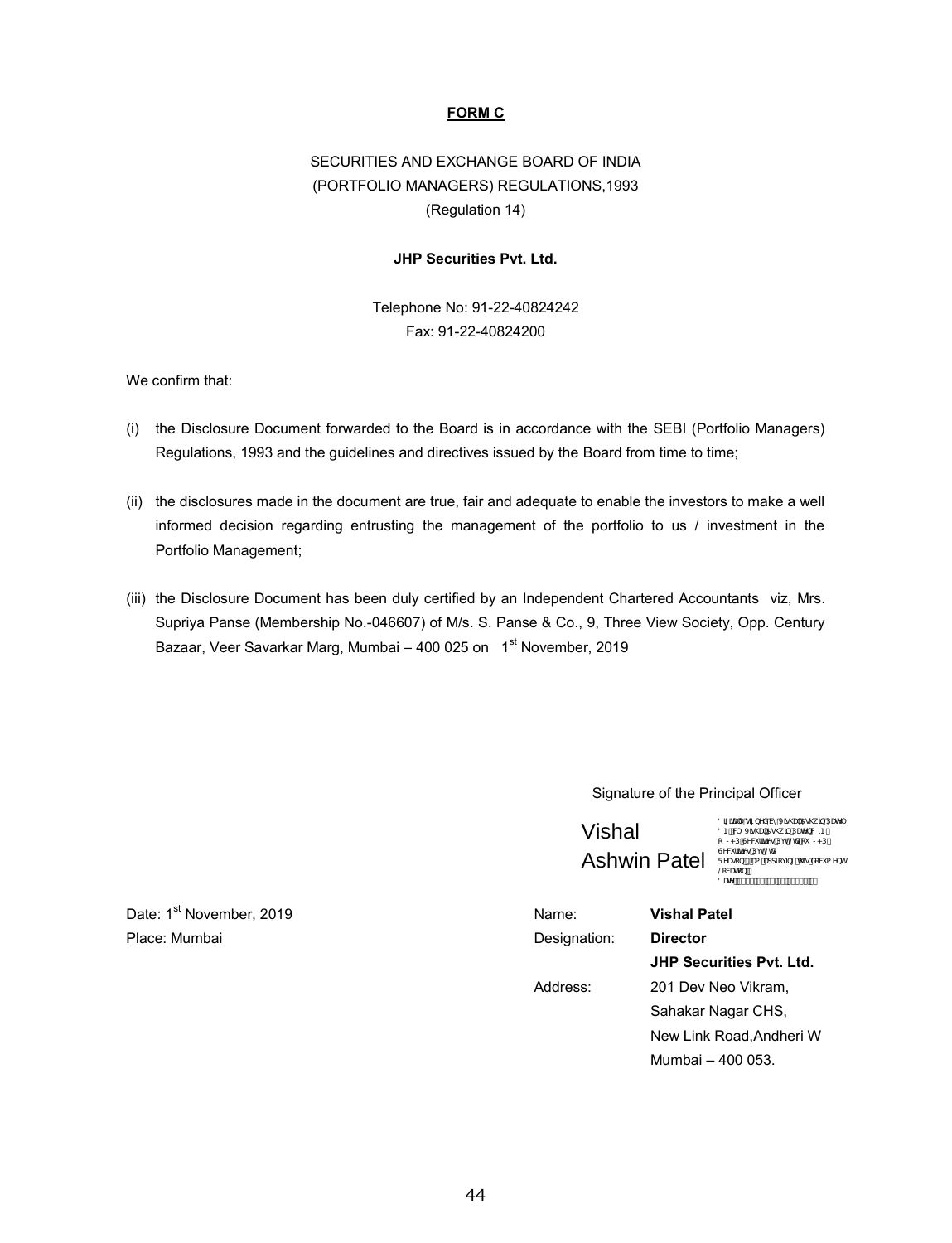**FORM C**

SECURITIES AND EXCHANGE BOARD OF INDIA
(PORTFOLIO MANAGERS) REGULATIONS,1993
(Regulation 14)

**JHP Securities Pvt. Ltd.**

Telephone No: 91-22-40824242
Fax: 91-22-40824200

We confirm that:

(i) the Disclosure Document forwarded to the Board is in accordance with the SEBI (Portfolio Managers) Regulations, 1993 and the guidelines and directives issued by the Board from time to time;

(ii) the disclosures made in the document are true, fair and adequate to enable the investors to make a well informed decision regarding entrusting the management of the portfolio to us / investment in the Portfolio Management;

(iii) the Disclosure Document has been duly certified by an Independent Chartered Accountants viz, Mrs. Supriya Panse (Membership No.-046607) of M/s. S. Panse & Co., 9, Three View Society, Opp. Century Bazaar, Veer Savarkar Marg, Mumbai – 400 025 on 1st November, 2019

Signature of the Principal Officer

Vishal Ashwin Patel

Date: 1st November, 2019
Place: Mumbai

Name: **Vishal Patel**
Designation: **Director**
**JHP Securities Pvt. Ltd.**
Address: 201 Dev Neo Vikram,
Sahakar Nagar CHS,
New Link Road,Andheri W
Mumbai – 400 053.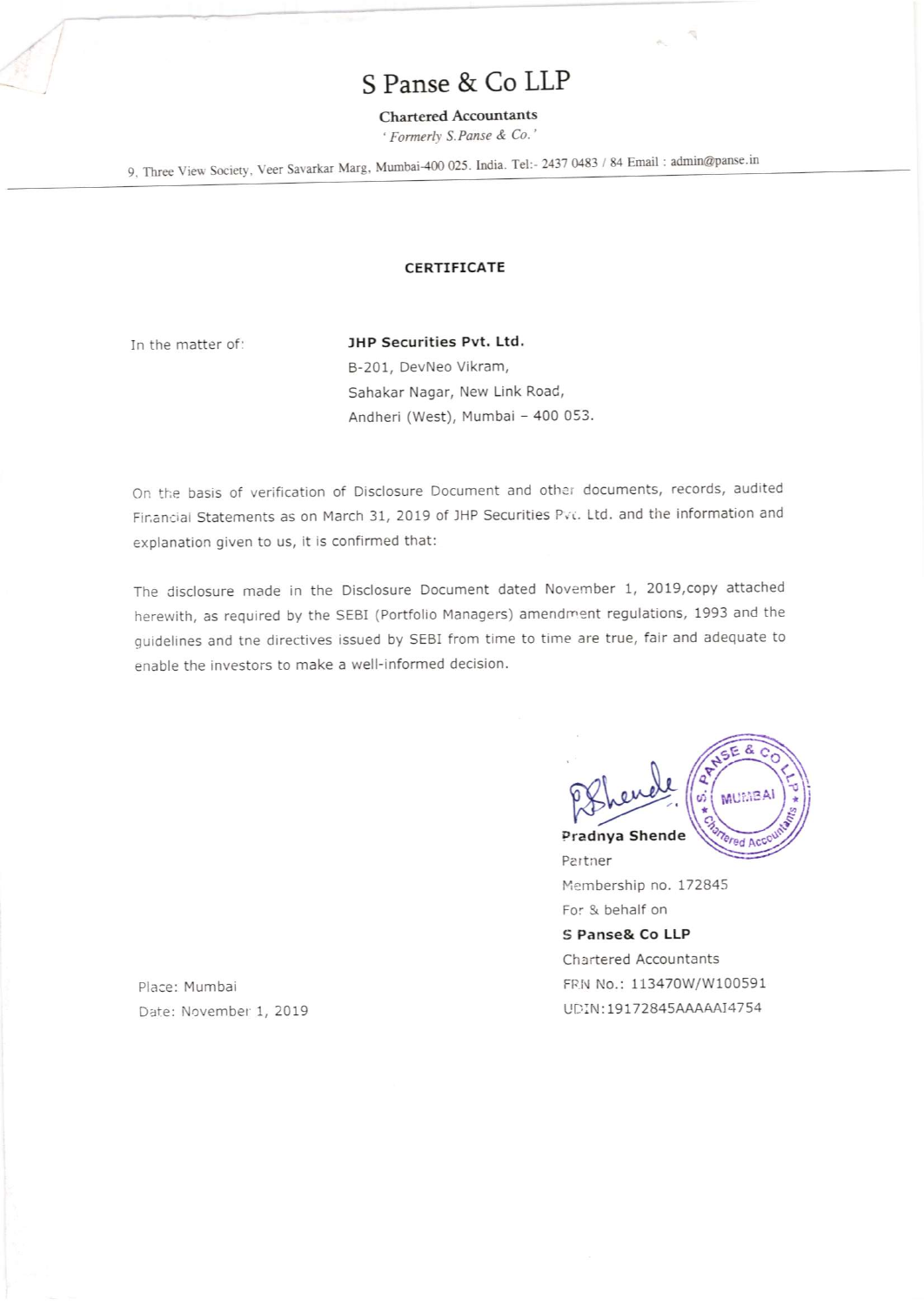# S Panse & Co LLP

**Chartered Accountants**

*'Formerly S.Panse & Co.'*

9, Three View Society, Veer Savarkar Marg, Mumbai-400 025. India. Tel:- 2437 0483 / 84 Email : admin@panse.in

## CERTIFICATE

In the matter of: **JHP Securities Pvt. Ltd.**
B-201, DevNeo Vikram,
Sahakar Nagar, New Link Road,
Andheri (West), Mumbai – 400 053.

On the basis of verification of Disclosure Document and other documents, records, audited Financial Statements as on March 31, 2019 of JHP Securities Pvt. Ltd. and the information and explanation given to us, it is confirmed that:

The disclosure made in the Disclosure Document dated November 1, 2019,copy attached herewith, as required by the SEBI (Portfolio Managers) amendment regulations, 1993 and the guidelines and tne directives issued by SEBI from time to time are true, fair and adequate to enable the investors to make a well-informed decision.

**Pradnya Shende**
Partner
Membership no. 172845
For & behalf on
**S Panse& Co LLP**
Chartered Accountants
FRN No.: 113470W/W100591
UDIN:19172845AAAAAI4754

Place: Mumbai
Date: November 1, 2019